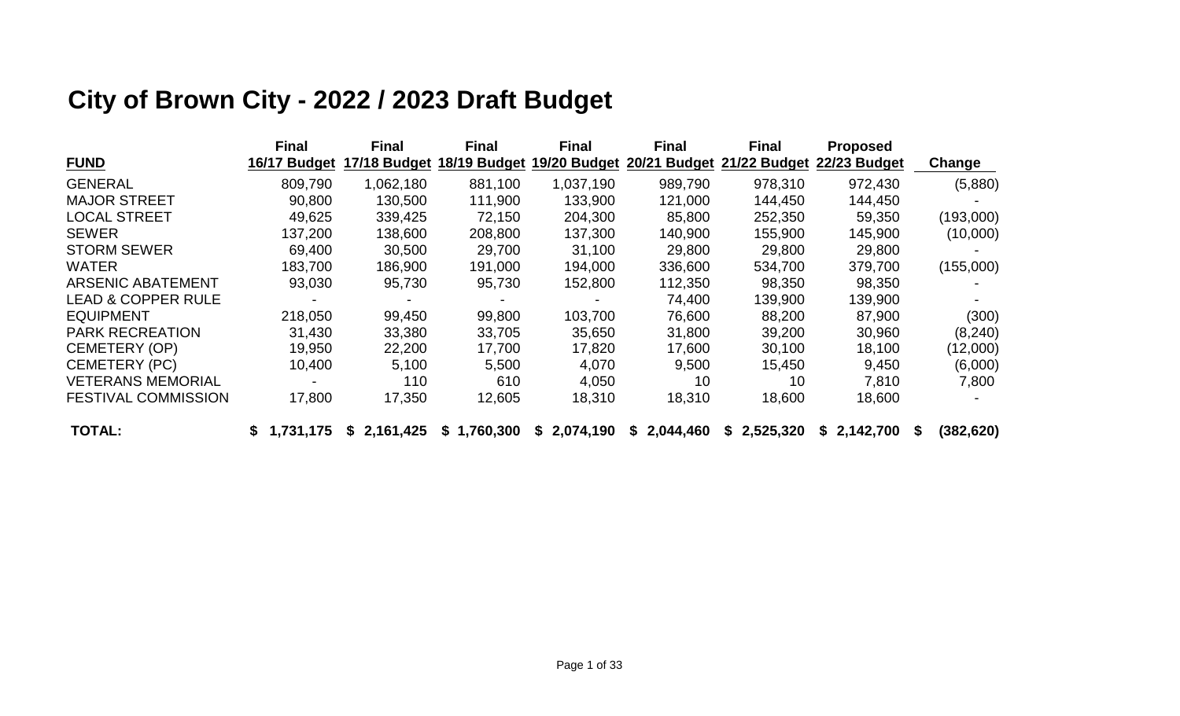# City of Brown City - 2022 / 2023 Draft Budget

| FUND | Final 16/17 Budget | Final 17/18 Budget | Final 18/19 Budget | Final 19/20 Budget | Final 20/21 Budget | Final 21/22 Budget | Proposed 22/23 Budget | Change |
|---|---|---|---|---|---|---|---|---|
| GENERAL | 809,790 | 1,062,180 | 881,100 | 1,037,190 | 989,790 | 978,310 | 972,430 | (5,880) |
| MAJOR STREET | 90,800 | 130,500 | 111,900 | 133,900 | 121,000 | 144,450 | 144,450 | - |
| LOCAL STREET | 49,625 | 339,425 | 72,150 | 204,300 | 85,800 | 252,350 | 59,350 | (193,000) |
| SEWER | 137,200 | 138,600 | 208,800 | 137,300 | 140,900 | 155,900 | 145,900 | (10,000) |
| STORM SEWER | 69,400 | 30,500 | 29,700 | 31,100 | 29,800 | 29,800 | 29,800 | - |
| WATER | 183,700 | 186,900 | 191,000 | 194,000 | 336,600 | 534,700 | 379,700 | (155,000) |
| ARSENIC ABATEMENT | 93,030 | 95,730 | 95,730 | 152,800 | 112,350 | 98,350 | 98,350 | - |
| LEAD & COPPER RULE | - | - | - | - | 74,400 | 139,900 | 139,900 | - |
| EQUIPMENT | 218,050 | 99,450 | 99,800 | 103,700 | 76,600 | 88,200 | 87,900 | (300) |
| PARK RECREATION | 31,430 | 33,380 | 33,705 | 35,650 | 31,800 | 39,200 | 30,960 | (8,240) |
| CEMETERY (OP) | 19,950 | 22,200 | 17,700 | 17,820 | 17,600 | 30,100 | 18,100 | (12,000) |
| CEMETERY (PC) | 10,400 | 5,100 | 5,500 | 4,070 | 9,500 | 15,450 | 9,450 | (6,000) |
| VETERANS MEMORIAL | - | 110 | 610 | 4,050 | 10 | 10 | 7,810 | 7,800 |
| FESTIVAL COMMISSION | 17,800 | 17,350 | 12,605 | 18,310 | 18,310 | 18,600 | 18,600 | - |
| **TOTAL:** | **$ 1,731,175** | **$ 2,161,425** | **$ 1,760,300** | **$ 2,074,190** | **$ 2,044,460** | **$ 2,525,320** | **$ 2,142,700** | **$ (382,620)** |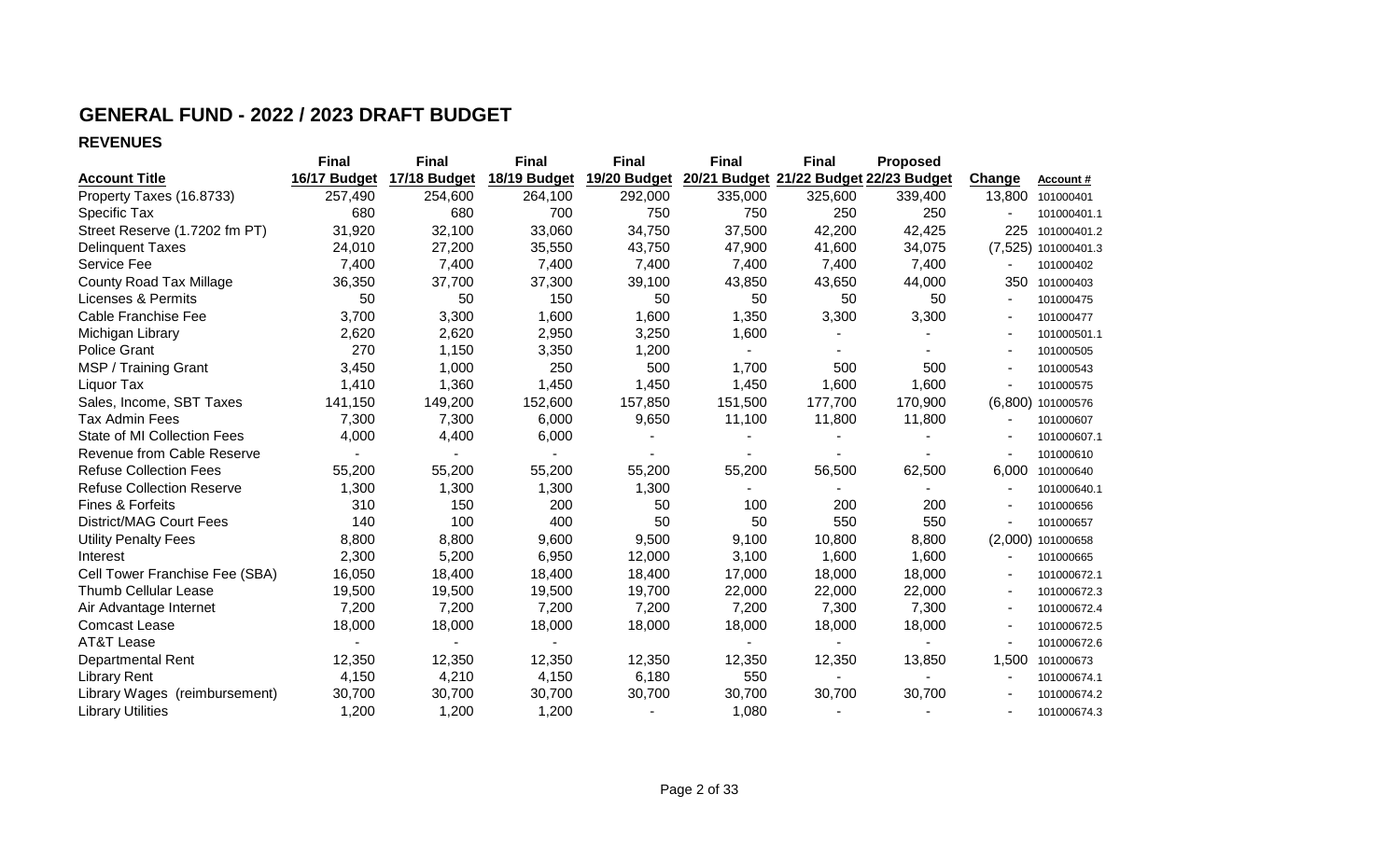# GENERAL FUND - 2022 / 2023 DRAFT BUDGET

## REVENUES

| Account Title | Final 16/17 Budget | Final 17/18 Budget | Final 18/19 Budget | Final 19/20 Budget | Final 20/21 Budget | Final 21/22 Budget | Proposed 22/23 Budget | Change | Account # |
|---|---|---|---|---|---|---|---|---|---|
| Property Taxes (16.8733) | 257,490 | 254,600 | 264,100 | 292,000 | 335,000 | 325,600 | 339,400 | 13,800 | 101000401 |
| Specific Tax | 680 | 680 | 700 | 750 | 750 | 250 | 250 | - | 101000401.1 |
| Street Reserve (1.7202 fm PT) | 31,920 | 32,100 | 33,060 | 34,750 | 37,500 | 42,200 | 42,425 | 225 | 101000401.2 |
| Delinquent Taxes | 24,010 | 27,200 | 35,550 | 43,750 | 47,900 | 41,600 | 34,075 | (7,525) | 101000401.3 |
| Service Fee | 7,400 | 7,400 | 7,400 | 7,400 | 7,400 | 7,400 | 7,400 | - | 101000402 |
| County Road Tax Millage | 36,350 | 37,700 | 37,300 | 39,100 | 43,850 | 43,650 | 44,000 | 350 | 101000403 |
| Licenses & Permits | 50 | 50 | 150 | 50 | 50 | 50 | 50 | - | 101000475 |
| Cable Franchise Fee | 3,700 | 3,300 | 1,600 | 1,600 | 1,350 | 3,300 | 3,300 | - | 101000477 |
| Michigan Library | 2,620 | 2,620 | 2,950 | 3,250 | 1,600 | - | - | - | 101000501.1 |
| Police Grant | 270 | 1,150 | 3,350 | 1,200 | - | - | - | - | 101000505 |
| MSP / Training Grant | 3,450 | 1,000 | 250 | 500 | 1,700 | 500 | 500 | - | 101000543 |
| Liquor Tax | 1,410 | 1,360 | 1,450 | 1,450 | 1,450 | 1,600 | 1,600 | - | 101000575 |
| Sales, Income, SBT Taxes | 141,150 | 149,200 | 152,600 | 157,850 | 151,500 | 177,700 | 170,900 | (6,800) | 101000576 |
| Tax Admin Fees | 7,300 | 7,300 | 6,000 | 9,650 | 11,100 | 11,800 | 11,800 | - | 101000607 |
| State of MI Collection Fees | 4,000 | 4,400 | 6,000 | - | - | - | - | - | 101000607.1 |
| Revenue from Cable Reserve | - | - | - | - | - | - | - | - | 101000610 |
| Refuse Collection Fees | 55,200 | 55,200 | 55,200 | 55,200 | 55,200 | 56,500 | 62,500 | 6,000 | 101000640 |
| Refuse Collection Reserve | 1,300 | 1,300 | 1,300 | 1,300 | - | - | - | - | 101000640.1 |
| Fines & Forfeits | 310 | 150 | 200 | 50 | 100 | 200 | 200 | - | 101000656 |
| District/MAG Court Fees | 140 | 100 | 400 | 50 | 50 | 550 | 550 | - | 101000657 |
| Utility Penalty Fees | 8,800 | 8,800 | 9,600 | 9,500 | 9,100 | 10,800 | 8,800 | (2,000) | 101000658 |
| Interest | 2,300 | 5,200 | 6,950 | 12,000 | 3,100 | 1,600 | 1,600 | - | 101000665 |
| Cell Tower Franchise Fee (SBA) | 16,050 | 18,400 | 18,400 | 18,400 | 17,000 | 18,000 | 18,000 | - | 101000672.1 |
| Thumb Cellular Lease | 19,500 | 19,500 | 19,500 | 19,700 | 22,000 | 22,000 | 22,000 | - | 101000672.3 |
| Air Advantage Internet | 7,200 | 7,200 | 7,200 | 7,200 | 7,200 | 7,300 | 7,300 | - | 101000672.4 |
| Comcast Lease | 18,000 | 18,000 | 18,000 | 18,000 | 18,000 | 18,000 | 18,000 | - | 101000672.5 |
| AT&T Lease | - | - | - | | - | - | - | - | 101000672.6 |
| Departmental Rent | 12,350 | 12,350 | 12,350 | 12,350 | 12,350 | 12,350 | 13,850 | 1,500 | 101000673 |
| Library Rent | 4,150 | 4,210 | 4,150 | 6,180 | 550 | - | - | - | 101000674.1 |
| Library Wages (reimbursement) | 30,700 | 30,700 | 30,700 | 30,700 | 30,700 | 30,700 | 30,700 | - | 101000674.2 |
| Library Utilities | 1,200 | 1,200 | 1,200 | - | 1,080 | - | - | - | 101000674.3 |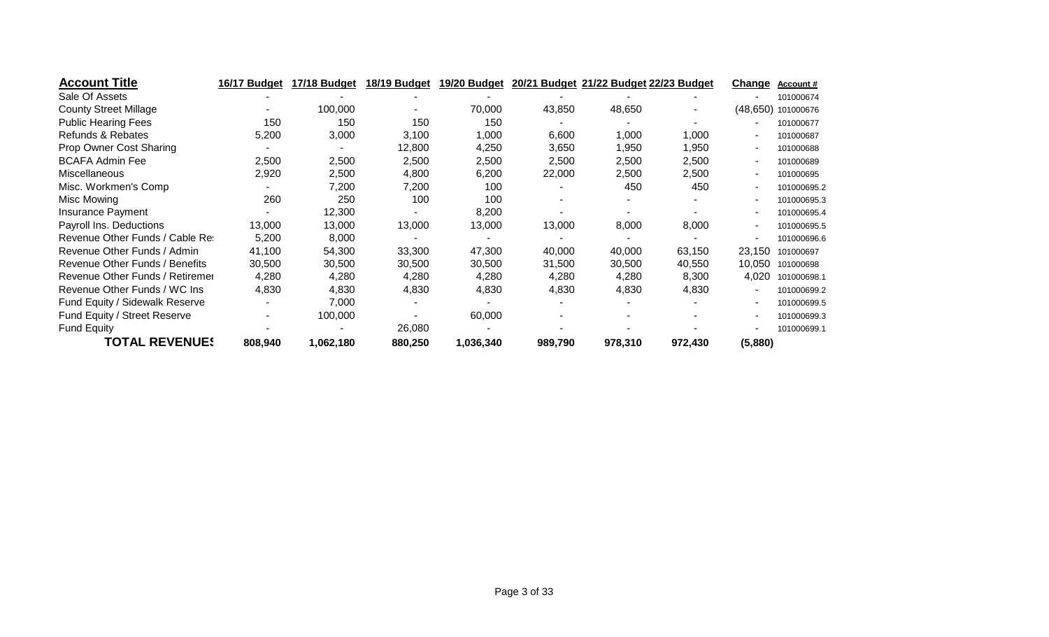| Account Title | 16/17 Budget | 17/18 Budget | 18/19 Budget | 19/20 Budget | 20/21 Budget | 21/22 Budget | 22/23 Budget | Change | Account # |
|---|---|---|---|---|---|---|---|---|---|
| Sale Of Assets | - | - | - | - | - | - | - | - | 101000674 |
| County Street Millage | - | 100,000 | - | 70,000 | 43,850 | 48,650 | - | (48,650) | 101000676 |
| Public Hearing Fees | 150 | 150 | 150 | 150 | - | - | - | - | 101000677 |
| Refunds & Rebates | 5,200 | 3,000 | 3,100 | 1,000 | 6,600 | 1,000 | 1,000 | - | 101000687 |
| Prop Owner Cost Sharing | - | - | 12,800 | 4,250 | 3,650 | 1,950 | 1,950 | - | 101000688 |
| BCAFA Admin Fee | 2,500 | 2,500 | 2,500 | 2,500 | 2,500 | 2,500 | 2,500 | - | 101000689 |
| Miscellaneous | 2,920 | 2,500 | 4,800 | 6,200 | 22,000 | 2,500 | 2,500 | - | 101000695 |
| Misc. Workmen's Comp | - | 7,200 | 7,200 | 100 | - | 450 | 450 | - | 101000695.2 |
| Misc Mowing | 260 | 250 | 100 | 100 | - | - | - | - | 101000695.3 |
| Insurance Payment | - | 12,300 | - | 8,200 | - | - | - | - | 101000695.4 |
| Payroll Ins. Deductions | 13,000 | 13,000 | 13,000 | 13,000 | 13,000 | 8,000 | 8,000 | - | 101000695.5 |
| Revenue Other Funds / Cable Re | 5,200 | 8,000 | - | - | - | - | - | - | 101000696.6 |
| Revenue Other Funds / Admin | 41,100 | 54,300 | 33,300 | 47,300 | 40,000 | 40,000 | 63,150 | 23,150 | 101000697 |
| Revenue Other Funds / Benefits | 30,500 | 30,500 | 30,500 | 30,500 | 31,500 | 30,500 | 40,550 | 10,050 | 101000698 |
| Revenue Other Funds / Retiremer | 4,280 | 4,280 | 4,280 | 4,280 | 4,280 | 4,280 | 8,300 | 4,020 | 101000698.1 |
| Revenue Other Funds / WC Ins | 4,830 | 4,830 | 4,830 | 4,830 | 4,830 | 4,830 | 4,830 | - | 101000699.2 |
| Fund Equity / Sidewalk Reserve | - | 7,000 | - | - | - | - | - | - | 101000699.5 |
| Fund Equity / Street Reserve | - | 100,000 | - | 60,000 | - | - | - | - | 101000699.3 |
| Fund Equity | - | - | 26,080 | - | - | - | - | - | 101000699.1 |
| **TOTAL REVENUES** | **808,940** | **1,062,180** | **880,250** | **1,036,340** | **989,790** | **978,310** | **972,430** | **(5,880)** | |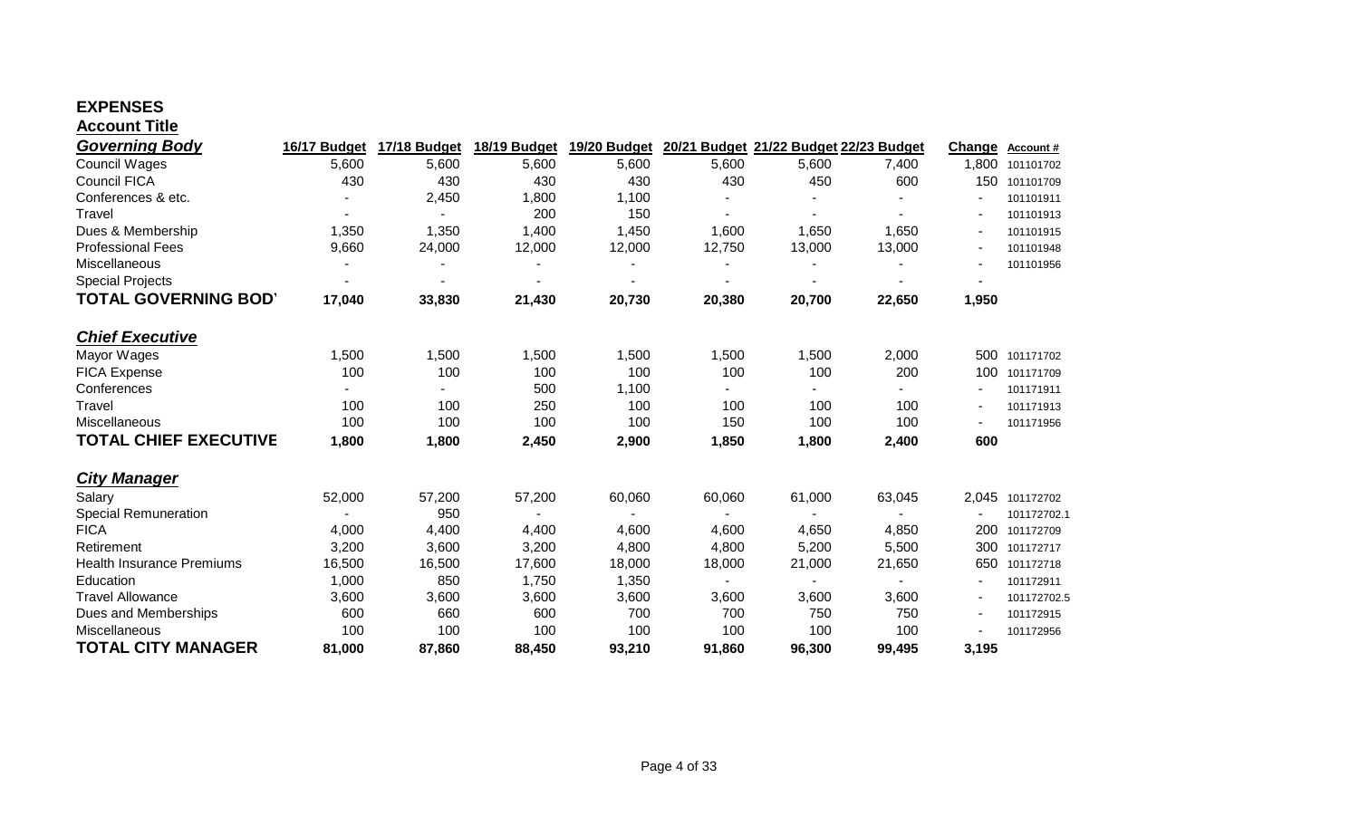# EXPENSES

## Account Title

| *Governing Body* | 16/17 Budget | 17/18 Budget | 18/19 Budget | 19/20 Budget | 20/21 Budget | 21/22 Budget | 22/23 Budget | Change | Account # |
|---|---|---|---|---|---|---|---|---|---|
| Council Wages | 5,600 | 5,600 | 5,600 | 5,600 | 5,600 | 5,600 | 7,400 | 1,800 | 101101702 |
| Council FICA | 430 | 430 | 430 | 430 | 430 | 450 | 600 | 150 | 101101709 |
| Conferences & etc. | - | 2,450 | 1,800 | 1,100 | - | - | - | - | 101101911 |
| Travel | - | - | 200 | 150 | - | - | - | - | 101101913 |
| Dues & Membership | 1,350 | 1,350 | 1,400 | 1,450 | 1,600 | 1,650 | 1,650 | - | 101101915 |
| Professional Fees | 9,660 | 24,000 | 12,000 | 12,000 | 12,750 | 13,000 | 13,000 | - | 101101948 |
| Miscellaneous | - | - | - | - | - | - | - | - | 101101956 |
| Special Projects | - | - | - | - | - | - | - | - | |
| **TOTAL GOVERNING BODY** | **17,040** | **33,830** | **21,430** | **20,730** | **20,380** | **20,700** | **22,650** | **1,950** | |

| *Chief Executive* | 16/17 Budget | 17/18 Budget | 18/19 Budget | 19/20 Budget | 20/21 Budget | 21/22 Budget | 22/23 Budget | Change | Account # |
|---|---|---|---|---|---|---|---|---|---|
| Mayor Wages | 1,500 | 1,500 | 1,500 | 1,500 | 1,500 | 1,500 | 2,000 | 500 | 101171702 |
| FICA Expense | 100 | 100 | 100 | 100 | 100 | 100 | 200 | 100 | 101171709 |
| Conferences | - | - | 500 | 1,100 | - | - | - | - | 101171911 |
| Travel | 100 | 100 | 250 | 100 | 100 | 100 | 100 | - | 101171913 |
| Miscellaneous | 100 | 100 | 100 | 100 | 150 | 100 | 100 | - | 101171956 |
| **TOTAL CHIEF EXECUTIVE** | **1,800** | **1,800** | **2,450** | **2,900** | **1,850** | **1,800** | **2,400** | **600** | |

| *City Manager* | 16/17 Budget | 17/18 Budget | 18/19 Budget | 19/20 Budget | 20/21 Budget | 21/22 Budget | 22/23 Budget | Change | Account # |
|---|---|---|---|---|---|---|---|---|---|
| Salary | 52,000 | 57,200 | 57,200 | 60,060 | 60,060 | 61,000 | 63,045 | 2,045 | 101172702 |
| Special Remuneration | - | 950 | - | - | - | - | - | - | 101172702.1 |
| FICA | 4,000 | 4,400 | 4,400 | 4,600 | 4,600 | 4,650 | 4,850 | 200 | 101172709 |
| Retirement | 3,200 | 3,600 | 3,200 | 4,800 | 4,800 | 5,200 | 5,500 | 300 | 101172717 |
| Health Insurance Premiums | 16,500 | 16,500 | 17,600 | 18,000 | 18,000 | 21,000 | 21,650 | 650 | 101172718 |
| Education | 1,000 | 850 | 1,750 | 1,350 | - | - | - | - | 101172911 |
| Travel Allowance | 3,600 | 3,600 | 3,600 | 3,600 | 3,600 | 3,600 | 3,600 | - | 101172702.5 |
| Dues and Memberships | 600 | 660 | 600 | 700 | 700 | 750 | 750 | - | 101172915 |
| Miscellaneous | 100 | 100 | 100 | 100 | 100 | 100 | 100 | - | 101172956 |
| **TOTAL CITY MANAGER** | **81,000** | **87,860** | **88,450** | **93,210** | **91,860** | **96,300** | **99,495** | **3,195** | |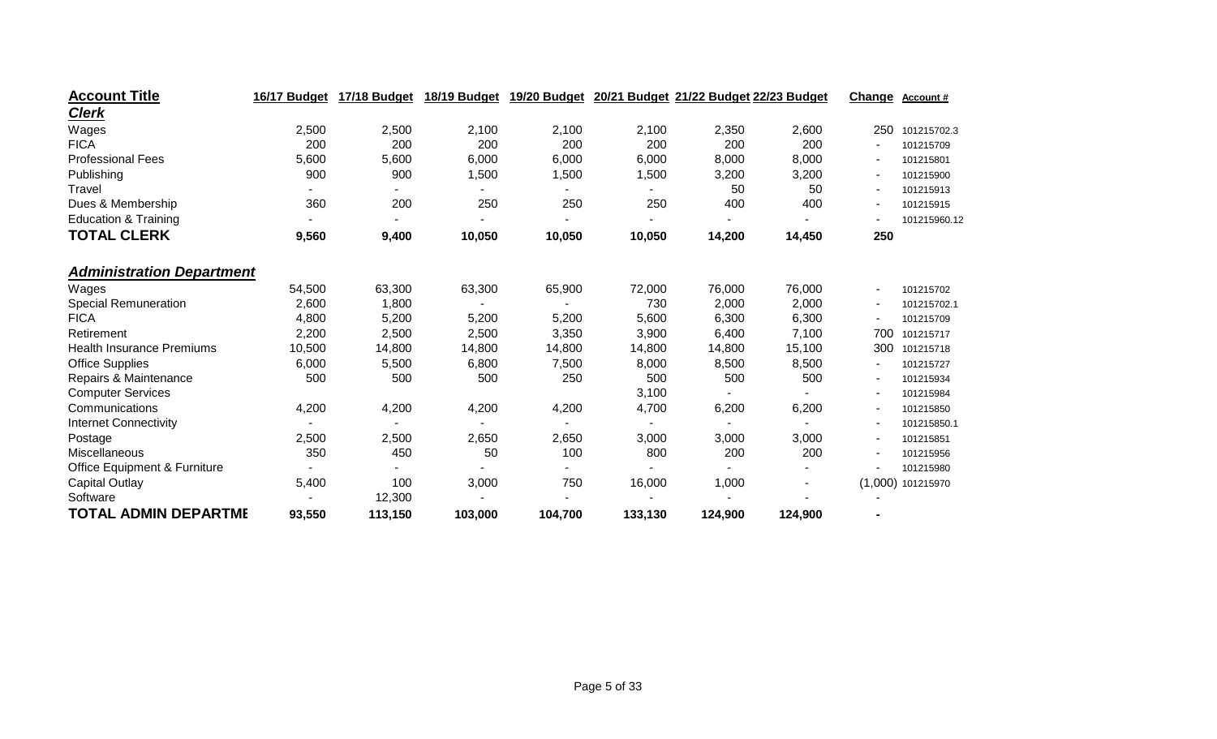| Account Title | 16/17 Budget | 17/18 Budget | 18/19 Budget | 19/20 Budget | 20/21 Budget | 21/22 Budget | 22/23 Budget | Change | Account # |
|---|---|---|---|---|---|---|---|---|---|
| ***Clerk*** | | | | | | | | | |
| Wages | 2,500 | 2,500 | 2,100 | 2,100 | 2,100 | 2,350 | 2,600 | 250 | 101215702.3 |
| FICA | 200 | 200 | 200 | 200 | 200 | 200 | 200 | - | 101215709 |
| Professional Fees | 5,600 | 5,600 | 6,000 | 6,000 | 6,000 | 8,000 | 8,000 | - | 101215801 |
| Publishing | 900 | 900 | 1,500 | 1,500 | 1,500 | 3,200 | 3,200 | - | 101215900 |
| Travel | - | - | - | - | - | 50 | 50 | - | 101215913 |
| Dues & Membership | 360 | 200 | 250 | 250 | 250 | 400 | 400 | - | 101215915 |
| Education & Training | - | - | - | - | - | - | - | - | 101215960.12 |
| **TOTAL CLERK** | **9,560** | **9,400** | **10,050** | **10,050** | **10,050** | **14,200** | **14,450** | **250** | |
| | | | | | | | | | |
| ***Administration Department*** | | | | | | | | | |
| Wages | 54,500 | 63,300 | 63,300 | 65,900 | 72,000 | 76,000 | 76,000 | - | 101215702 |
| Special Remuneration | 2,600 | 1,800 | - | - | 730 | 2,000 | 2,000 | - | 101215702.1 |
| FICA | 4,800 | 5,200 | 5,200 | 5,200 | 5,600 | 6,300 | 6,300 | - | 101215709 |
| Retirement | 2,200 | 2,500 | 2,500 | 3,350 | 3,900 | 6,400 | 7,100 | 700 | 101215717 |
| Health Insurance Premiums | 10,500 | 14,800 | 14,800 | 14,800 | 14,800 | 14,800 | 15,100 | 300 | 101215718 |
| Office Supplies | 6,000 | 5,500 | 6,800 | 7,500 | 8,000 | 8,500 | 8,500 | - | 101215727 |
| Repairs & Maintenance | 500 | 500 | 500 | 250 | 500 | 500 | 500 | - | 101215934 |
| Computer Services | | | | | 3,100 | - | - | - | 101215984 |
| Communications | 4,200 | 4,200 | 4,200 | 4,200 | 4,700 | 6,200 | 6,200 | - | 101215850 |
| Internet Connectivity | - | - | - | - | - | - | - | - | 101215850.1 |
| Postage | 2,500 | 2,500 | 2,650 | 2,650 | 3,000 | 3,000 | 3,000 | - | 101215851 |
| Miscellaneous | 350 | 450 | 50 | 100 | 800 | 200 | 200 | - | 101215956 |
| Office Equipment & Furniture | - | - | - | - | - | - | - | - | 101215980 |
| Capital Outlay | 5,400 | 100 | 3,000 | 750 | 16,000 | 1,000 | - | (1,000) | 101215970 |
| Software | - | 12,300 | - | - | - | - | - | - | |
| **TOTAL ADMIN DEPARTME** | **93,550** | **113,150** | **103,000** | **104,700** | **133,130** | **124,900** | **124,900** | **-** | |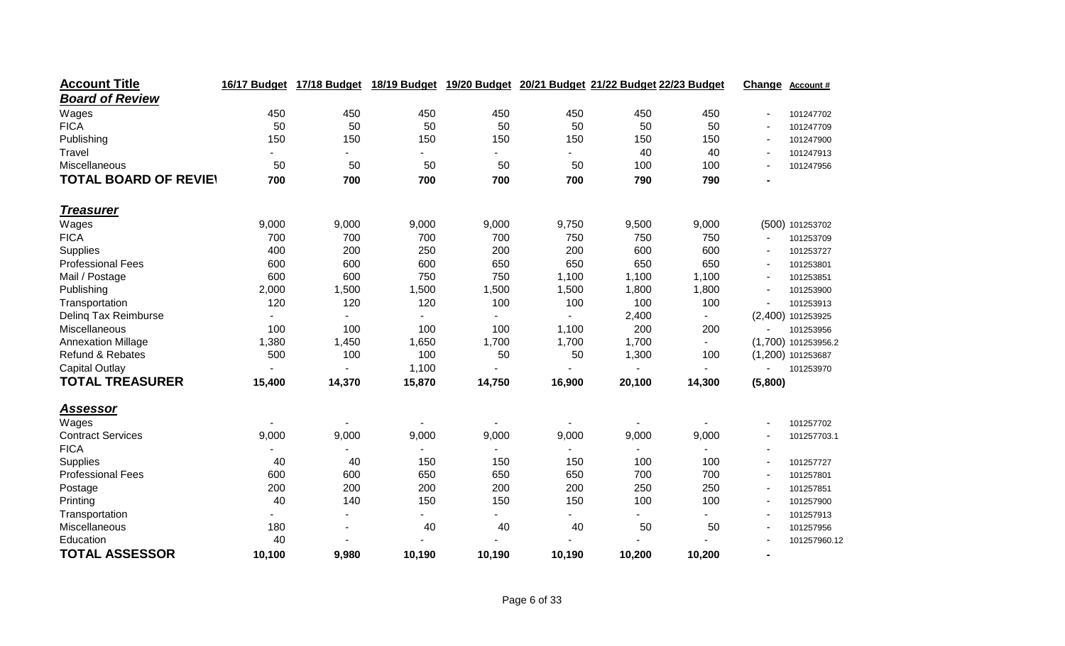| Account Title | 16/17 Budget | 17/18 Budget | 18/19 Budget | 19/20 Budget | 20/21 Budget | 21/22 Budget | 22/23 Budget | Change | Account # |
|---|---|---|---|---|---|---|---|---|---|
| ***Board of Review*** | | | | | | | | | |
| Wages | 450 | 450 | 450 | 450 | 450 | 450 | 450 | - | 101247702 |
| FICA | 50 | 50 | 50 | 50 | 50 | 50 | 50 | - | 101247709 |
| Publishing | 150 | 150 | 150 | 150 | 150 | 150 | 150 | - | 101247900 |
| Travel | - | - | - | - | - | 40 | 40 | - | 101247913 |
| Miscellaneous | 50 | 50 | 50 | 50 | 50 | 100 | 100 | - | 101247956 |
| **TOTAL BOARD OF REVIE\** | **700** | **700** | **700** | **700** | **700** | **790** | **790** | **-** | |
| | | | | | | | | | |
| ***Treasurer*** | | | | | | | | | |
| Wages | 9,000 | 9,000 | 9,000 | 9,000 | 9,750 | 9,500 | 9,000 | (500) | 101253702 |
| FICA | 700 | 700 | 700 | 700 | 750 | 750 | 750 | - | 101253709 |
| Supplies | 400 | 200 | 250 | 200 | 200 | 600 | 600 | - | 101253727 |
| Professional Fees | 600 | 600 | 600 | 650 | 650 | 650 | 650 | - | 101253801 |
| Mail / Postage | 600 | 600 | 750 | 750 | 1,100 | 1,100 | 1,100 | - | 101253851 |
| Publishing | 2,000 | 1,500 | 1,500 | 1,500 | 1,500 | 1,800 | 1,800 | - | 101253900 |
| Transportation | 120 | 120 | 120 | 100 | 100 | 100 | 100 | - | 101253913 |
| Delinq Tax Reimburse | - | - | - | - | - | 2,400 | - | (2,400) | 101253925 |
| Miscellaneous | 100 | 100 | 100 | 100 | 1,100 | 200 | 200 | - | 101253956 |
| Annexation Millage | 1,380 | 1,450 | 1,650 | 1,700 | 1,700 | 1,700 | - | (1,700) | 101253956.2 |
| Refund & Rebates | 500 | 100 | 100 | 50 | 50 | 1,300 | 100 | (1,200) | 101253687 |
| Capital Outlay | - | - | 1,100 | - | - | - | - | - | 101253970 |
| **TOTAL TREASURER** | **15,400** | **14,370** | **15,870** | **14,750** | **16,900** | **20,100** | **14,300** | **(5,800)** | |
| | | | | | | | | | |
| ***Assessor*** | | | | | | | | | |
| Wages | - | - | - | - | - | - | - | - | 101257702 |
| Contract Services | 9,000 | 9,000 | 9,000 | 9,000 | 9,000 | 9,000 | 9,000 | - | 101257703.1 |
| FICA | - | - | - | - | - | - | - | - | |
| Supplies | 40 | 40 | 150 | 150 | 150 | 100 | 100 | - | 101257727 |
| Professional Fees | 600 | 600 | 650 | 650 | 650 | 700 | 700 | - | 101257801 |
| Postage | 200 | 200 | 200 | 200 | 200 | 250 | 250 | - | 101257851 |
| Printing | 40 | 140 | 150 | 150 | 150 | 100 | 100 | - | 101257900 |
| Transportation | - | - | - | - | - | - | - | - | 101257913 |
| Miscellaneous | 180 | - | 40 | 40 | 40 | 50 | 50 | - | 101257956 |
| Education | 40 | - | - | - | - | - | - | - | 101257960.12 |
| **TOTAL ASSESSOR** | **10,100** | **9,980** | **10,190** | **10,190** | **10,190** | **10,200** | **10,200** | **-** | |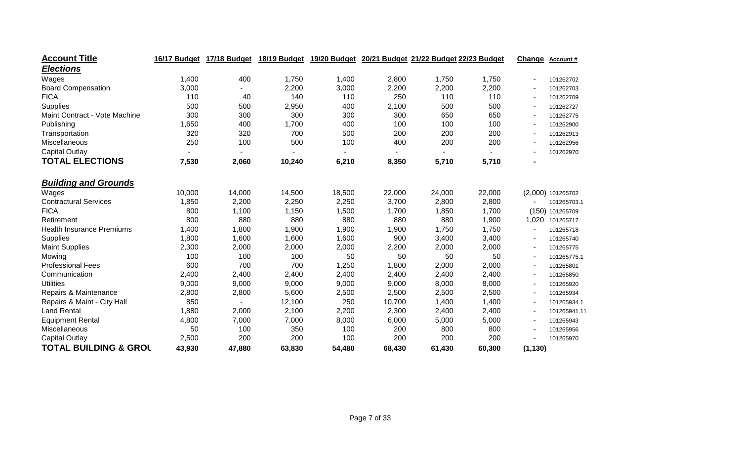| Account Title | 16/17 Budget | 17/18 Budget | 18/19 Budget | 19/20 Budget | 20/21 Budget | 21/22 Budget | 22/23 Budget | Change | Account # |
|---|---|---|---|---|---|---|---|---|---|
| ***Elections*** | | | | | | | | | |
| Wages | 1,400 | 400 | 1,750 | 1,400 | 2,800 | 1,750 | 1,750 | - | 101262702 |
| Board Compensation | 3,000 | - | 2,200 | 3,000 | 2,200 | 2,200 | 2,200 | - | 101262703 |
| FICA | 110 | 40 | 140 | 110 | 250 | 110 | 110 | - | 101262709 |
| Supplies | 500 | 500 | 2,950 | 400 | 2,100 | 500 | 500 | - | 101262727 |
| Maint Contract - Vote Machine | 300 | 300 | 300 | 300 | 300 | 650 | 650 | - | 101262775 |
| Publishing | 1,650 | 400 | 1,700 | 400 | 100 | 100 | 100 | - | 101262900 |
| Transportation | 320 | 320 | 700 | 500 | 200 | 200 | 200 | - | 101262913 |
| Miscellaneous | 250 | 100 | 500 | 100 | 400 | 200 | 200 | - | 101262956 |
| Capital Outlay | - | - | - | - | - | - | - | - | 101262970 |
| **TOTAL ELECTIONS** | **7,530** | **2,060** | **10,240** | **6,210** | **8,350** | **5,710** | **5,710** | **-** | |
| | | | | | | | | | |
| ***Building and Grounds*** | | | | | | | | | |
| Wages | 10,000 | 14,000 | 14,500 | 18,500 | 22,000 | 24,000 | 22,000 | (2,000) | 101265702 |
| Contractural Services | 1,850 | 2,200 | 2,250 | 2,250 | 3,700 | 2,800 | 2,800 | - | 101265703.1 |
| FICA | 800 | 1,100 | 1,150 | 1,500 | 1,700 | 1,850 | 1,700 | (150) | 101265709 |
| Retirement | 800 | 880 | 880 | 880 | 880 | 880 | 1,900 | 1,020 | 101265717 |
| Health Insurance Premiums | 1,400 | 1,800 | 1,900 | 1,900 | 1,900 | 1,750 | 1,750 | - | 101265718 |
| Supplies | 1,800 | 1,600 | 1,600 | 1,600 | 900 | 3,400 | 3,400 | - | 101265740 |
| Maint Supplies | 2,300 | 2,000 | 2,000 | 2,000 | 2,200 | 2,000 | 2,000 | - | 101265775 |
| Mowing | 100 | 100 | 100 | 50 | 50 | 50 | 50 | - | 101265775.1 |
| Professional Fees | 600 | 700 | 700 | 1,250 | 1,800 | 2,000 | 2,000 | - | 101265801 |
| Communication | 2,400 | 2,400 | 2,400 | 2,400 | 2,400 | 2,400 | 2,400 | - | 101265850 |
| Utilities | 9,000 | 9,000 | 9,000 | 9,000 | 9,000 | 8,000 | 8,000 | - | 101265920 |
| Repairs & Maintenance | 2,800 | 2,800 | 5,600 | 2,500 | 2,500 | 2,500 | 2,500 | - | 101265934 |
| Repairs & Maint - City Hall | 850 | - | 12,100 | 250 | 10,700 | 1,400 | 1,400 | - | 101265934.1 |
| Land Rental | 1,880 | 2,000 | 2,100 | 2,200 | 2,300 | 2,400 | 2,400 | - | 101265941.11 |
| Equipment Rental | 4,800 | 7,000 | 7,000 | 8,000 | 6,000 | 5,000 | 5,000 | - | 101265943 |
| Miscellaneous | 50 | 100 | 350 | 100 | 200 | 800 | 800 | - | 101265956 |
| Capital Outlay | 2,500 | 200 | 200 | 100 | 200 | 200 | 200 | - | 101265970 |
| **TOTAL BUILDING & GROU** | **43,930** | **47,880** | **63,830** | **54,480** | **68,430** | **61,430** | **60,300** | **(1,130)** | |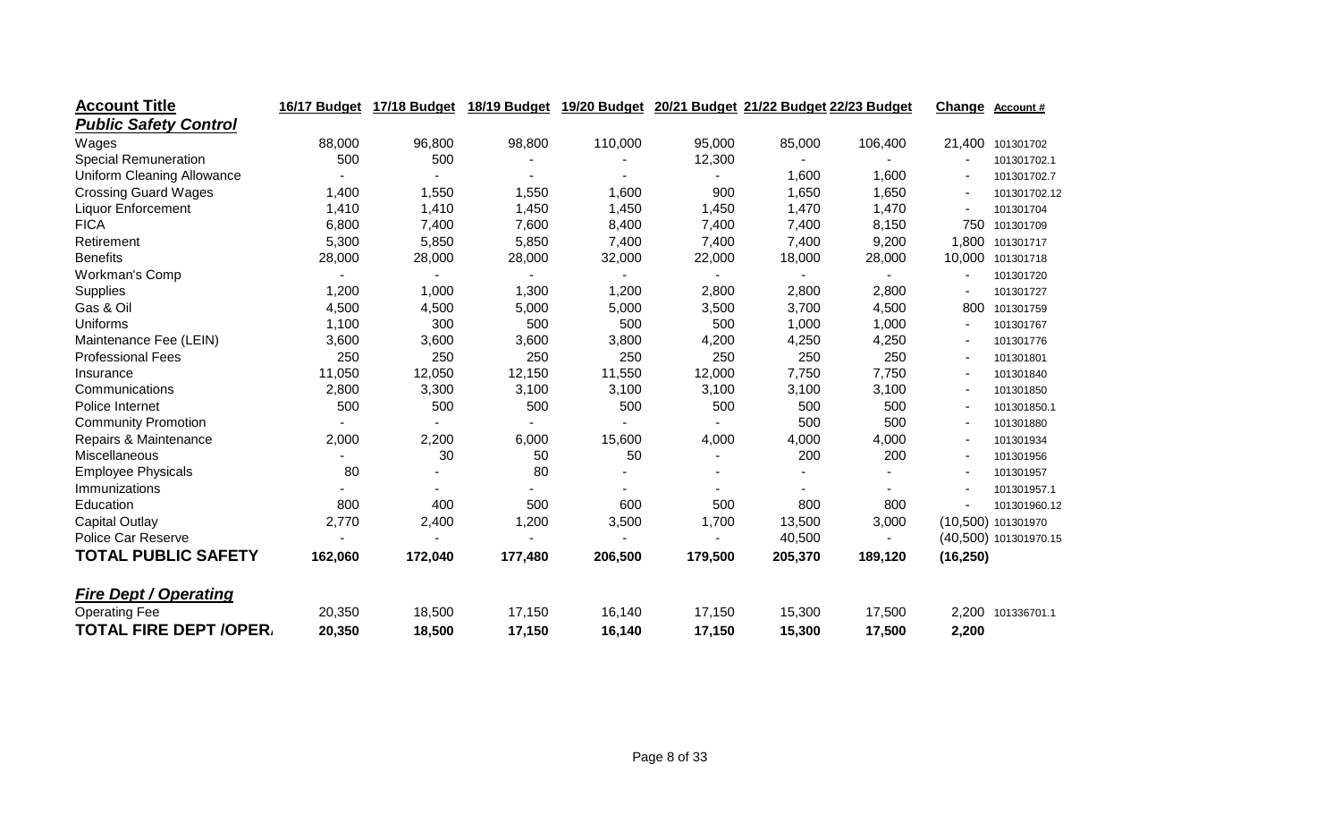| Account Title | 16/17 Budget | 17/18 Budget | 18/19 Budget | 19/20 Budget | 20/21 Budget | 21/22 Budget | 22/23 Budget | Change | Account # |
|---|---|---|---|---|---|---|---|---|---|
| ***Public Safety Control*** | | | | | | | | | |
| Wages | 88,000 | 96,800 | 98,800 | 110,000 | 95,000 | 85,000 | 106,400 | 21,400 | 101301702 |
| Special Remuneration | 500 | 500 | - | - | 12,300 | - | - | - | 101301702.1 |
| Uniform Cleaning Allowance | - | - | - | - | - | 1,600 | 1,600 | - | 101301702.7 |
| Crossing Guard Wages | 1,400 | 1,550 | 1,550 | 1,600 | 900 | 1,650 | 1,650 | - | 101301702.12 |
| Liquor Enforcement | 1,410 | 1,410 | 1,450 | 1,450 | 1,450 | 1,470 | 1,470 | - | 101301704 |
| FICA | 6,800 | 7,400 | 7,600 | 8,400 | 7,400 | 7,400 | 8,150 | 750 | 101301709 |
| Retirement | 5,300 | 5,850 | 5,850 | 7,400 | 7,400 | 7,400 | 9,200 | 1,800 | 101301717 |
| Benefits | 28,000 | 28,000 | 28,000 | 32,000 | 22,000 | 18,000 | 28,000 | 10,000 | 101301718 |
| Workman's Comp | - | - | - | - | - | - | - | - | 101301720 |
| Supplies | 1,200 | 1,000 | 1,300 | 1,200 | 2,800 | 2,800 | 2,800 | - | 101301727 |
| Gas & Oil | 4,500 | 4,500 | 5,000 | 5,000 | 3,500 | 3,700 | 4,500 | 800 | 101301759 |
| Uniforms | 1,100 | 300 | 500 | 500 | 500 | 1,000 | 1,000 | - | 101301767 |
| Maintenance Fee (LEIN) | 3,600 | 3,600 | 3,600 | 3,800 | 4,200 | 4,250 | 4,250 | - | 101301776 |
| Professional Fees | 250 | 250 | 250 | 250 | 250 | 250 | 250 | - | 101301801 |
| Insurance | 11,050 | 12,050 | 12,150 | 11,550 | 12,000 | 7,750 | 7,750 | - | 101301840 |
| Communications | 2,800 | 3,300 | 3,100 | 3,100 | 3,100 | 3,100 | 3,100 | - | 101301850 |
| Police Internet | 500 | 500 | 500 | 500 | 500 | 500 | 500 | - | 101301850.1 |
| Community Promotion | - | - | - | - | - | 500 | 500 | - | 101301880 |
| Repairs & Maintenance | 2,000 | 2,200 | 6,000 | 15,600 | 4,000 | 4,000 | 4,000 | - | 101301934 |
| Miscellaneous | - | 30 | 50 | 50 | - | 200 | 200 | - | 101301956 |
| Employee Physicals | 80 | - | 80 | - | - | - | - | - | 101301957 |
| Immunizations | - | - | - | - | - | - | - | - | 101301957.1 |
| Education | 800 | 400 | 500 | 600 | 500 | 800 | 800 | - | 101301960.12 |
| Capital Outlay | 2,770 | 2,400 | 1,200 | 3,500 | 1,700 | 13,500 | 3,000 | (10,500) | 101301970 |
| Police Car Reserve | - | - | - | - | - | 40,500 | - | (40,500) | 101301970.15 |
| **TOTAL PUBLIC SAFETY** | **162,060** | **172,040** | **177,480** | **206,500** | **179,500** | **205,370** | **189,120** | **(16,250)** | |
| | | | | | | | | | |
| ***Fire Dept / Operating*** | | | | | | | | | |
| Operating Fee | 20,350 | 18,500 | 17,150 | 16,140 | 17,150 | 15,300 | 17,500 | 2,200 | 101336701.1 |
| **TOTAL FIRE DEPT /OPER.** | **20,350** | **18,500** | **17,150** | **16,140** | **17,150** | **15,300** | **17,500** | **2,200** | |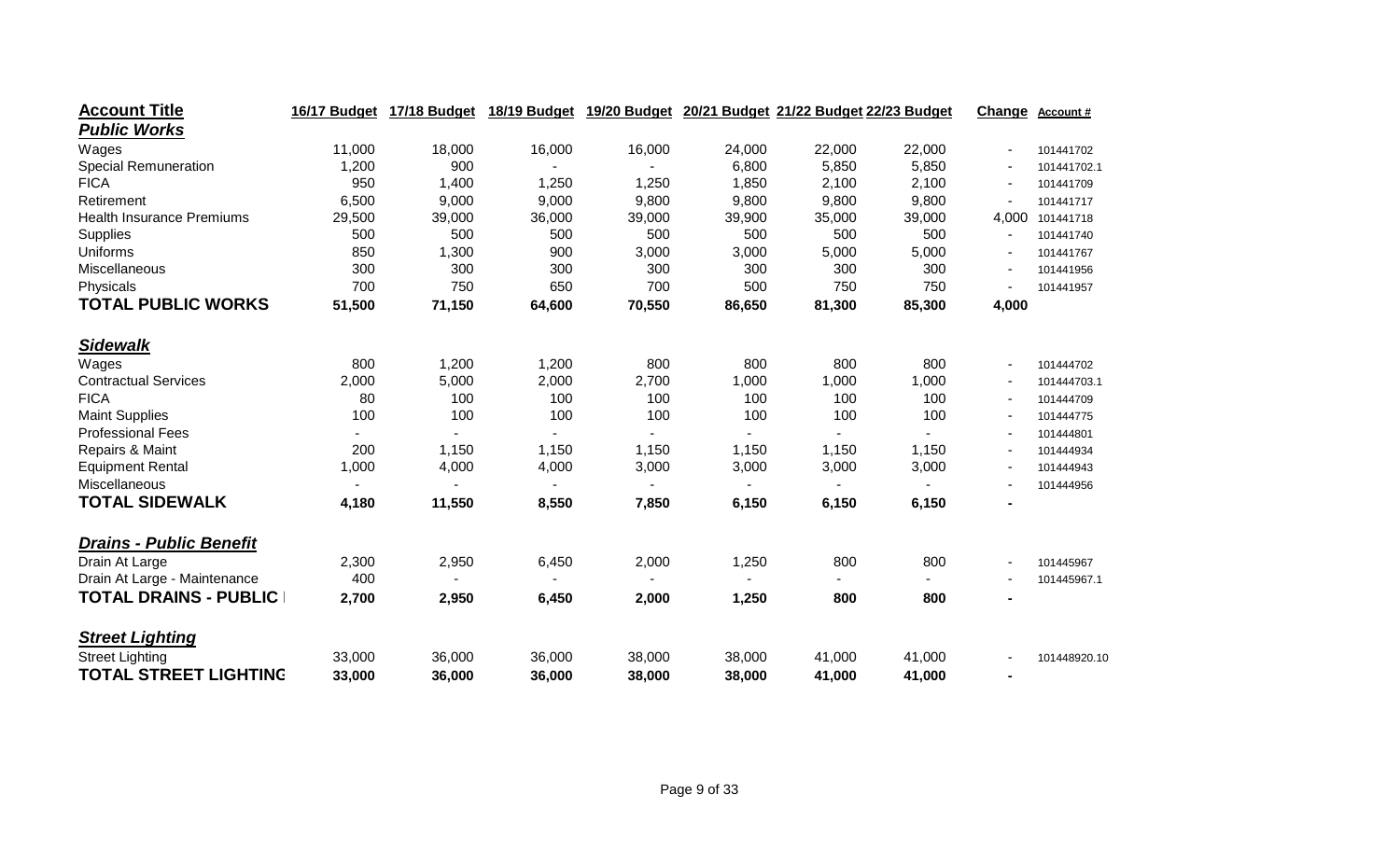| Account Title | 16/17 Budget | 17/18 Budget | 18/19 Budget | 19/20 Budget | 20/21 Budget | 21/22 Budget | 22/23 Budget | Change | Account # |
|---|---|---|---|---|---|---|---|---|---|
| ***Public Works*** | | | | | | | | | |
| Wages | 11,000 | 18,000 | 16,000 | 16,000 | 24,000 | 22,000 | 22,000 | - | 101441702 |
| Special Remuneration | 1,200 | 900 | - | - | 6,800 | 5,850 | 5,850 | - | 101441702.1 |
| FICA | 950 | 1,400 | 1,250 | 1,250 | 1,850 | 2,100 | 2,100 | - | 101441709 |
| Retirement | 6,500 | 9,000 | 9,000 | 9,800 | 9,800 | 9,800 | 9,800 | - | 101441717 |
| Health Insurance Premiums | 29,500 | 39,000 | 36,000 | 39,000 | 39,900 | 35,000 | 39,000 | 4,000 | 101441718 |
| Supplies | 500 | 500 | 500 | 500 | 500 | 500 | 500 | - | 101441740 |
| Uniforms | 850 | 1,300 | 900 | 3,000 | 3,000 | 5,000 | 5,000 | - | 101441767 |
| Miscellaneous | 300 | 300 | 300 | 300 | 300 | 300 | 300 | - | 101441956 |
| Physicals | 700 | 750 | 650 | 700 | 500 | 750 | 750 | - | 101441957 |
| **TOTAL PUBLIC WORKS** | **51,500** | **71,150** | **64,600** | **70,550** | **86,650** | **81,300** | **85,300** | **4,000** | |
| ***Sidewalk*** | | | | | | | | | |
| Wages | 800 | 1,200 | 1,200 | 800 | 800 | 800 | 800 | - | 101444702 |
| Contractual Services | 2,000 | 5,000 | 2,000 | 2,700 | 1,000 | 1,000 | 1,000 | - | 101444703.1 |
| FICA | 80 | 100 | 100 | 100 | 100 | 100 | 100 | - | 101444709 |
| Maint Supplies | 100 | 100 | 100 | 100 | 100 | 100 | 100 | - | 101444775 |
| Professional Fees | - | - | - | - | - | - | - | - | 101444801 |
| Repairs & Maint | 200 | 1,150 | 1,150 | 1,150 | 1,150 | 1,150 | 1,150 | - | 101444934 |
| Equipment Rental | 1,000 | 4,000 | 4,000 | 3,000 | 3,000 | 3,000 | 3,000 | - | 101444943 |
| Miscellaneous | - | - | - | - | - | - | - | - | 101444956 |
| **TOTAL SIDEWALK** | **4,180** | **11,550** | **8,550** | **7,850** | **6,150** | **6,150** | **6,150** | **-** | |
| ***Drains - Public Benefit*** | | | | | | | | | |
| Drain At Large | 2,300 | 2,950 | 6,450 | 2,000 | 1,250 | 800 | 800 | - | 101445967 |
| Drain At Large - Maintenance | 400 | - | - | - | - | - | - | - | 101445967.1 |
| **TOTAL DRAINS - PUBLIC** | **2,700** | **2,950** | **6,450** | **2,000** | **1,250** | **800** | **800** | **-** | |
| ***Street Lighting*** | | | | | | | | | |
| Street Lighting | 33,000 | 36,000 | 36,000 | 38,000 | 38,000 | 41,000 | 41,000 | - | 101448920.10 |
| **TOTAL STREET LIGHTING** | **33,000** | **36,000** | **36,000** | **38,000** | **38,000** | **41,000** | **41,000** | **-** | |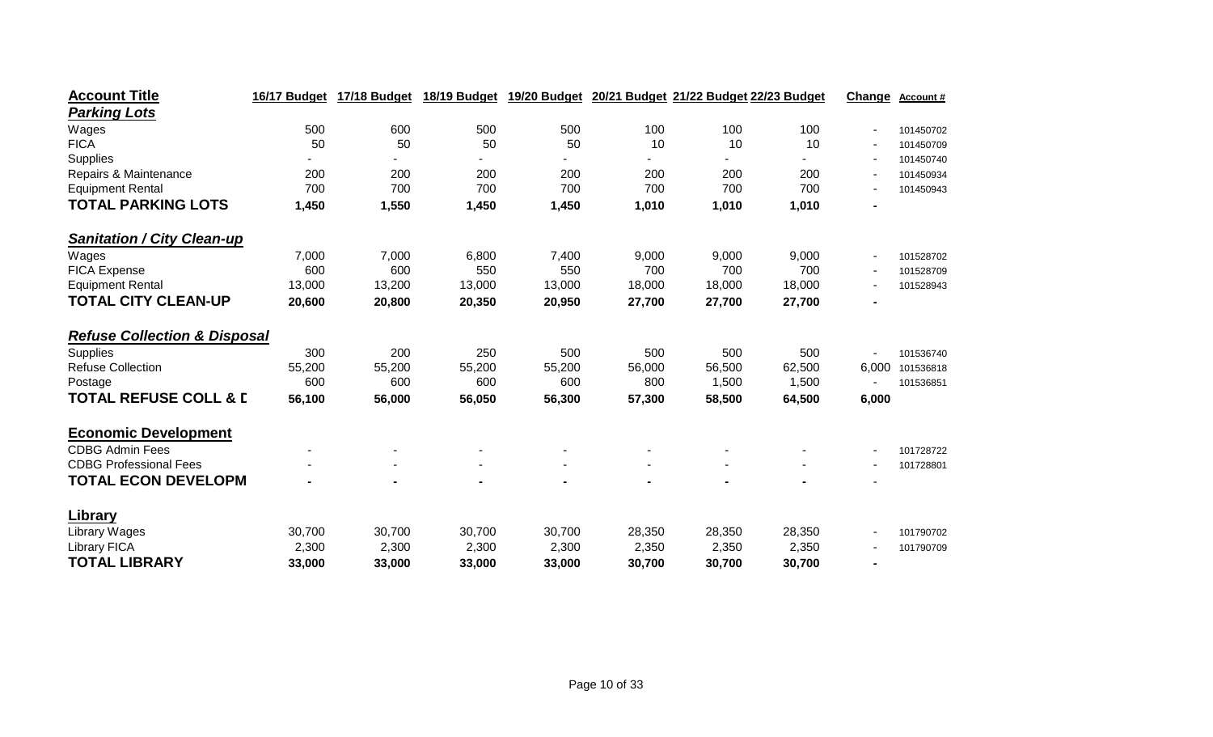| Account Title | 16/17 Budget | 17/18 Budget | 18/19 Budget | 19/20 Budget | 20/21 Budget | 21/22 Budget | 22/23 Budget | Change | Account # |
|---|---|---|---|---|---|---|---|---|---|
| ***Parking Lots*** | | | | | | | | | |
| Wages | 500 | 600 | 500 | 500 | 100 | 100 | 100 | - | 101450702 |
| FICA | 50 | 50 | 50 | 50 | 10 | 10 | 10 | - | 101450709 |
| Supplies | - | - | - | - | - | - | - | - | 101450740 |
| Repairs & Maintenance | 200 | 200 | 200 | 200 | 200 | 200 | 200 | - | 101450934 |
| Equipment Rental | 700 | 700 | 700 | 700 | 700 | 700 | 700 | - | 101450943 |
| **TOTAL PARKING LOTS** | **1,450** | **1,550** | **1,450** | **1,450** | **1,010** | **1,010** | **1,010** | **-** | |
| ***Sanitation / City Clean-up*** | | | | | | | | | |
| Wages | 7,000 | 7,000 | 6,800 | 7,400 | 9,000 | 9,000 | 9,000 | - | 101528702 |
| FICA Expense | 600 | 600 | 550 | 550 | 700 | 700 | 700 | - | 101528709 |
| Equipment Rental | 13,000 | 13,200 | 13,000 | 13,000 | 18,000 | 18,000 | 18,000 | - | 101528943 |
| **TOTAL CITY CLEAN-UP** | **20,600** | **20,800** | **20,350** | **20,950** | **27,700** | **27,700** | **27,700** | **-** | |
| ***Refuse Collection & Disposal*** | | | | | | | | | |
| Supplies | 300 | 200 | 250 | 500 | 500 | 500 | 500 | - | 101536740 |
| Refuse Collection | 55,200 | 55,200 | 55,200 | 55,200 | 56,000 | 56,500 | 62,500 | 6,000 | 101536818 |
| Postage | 600 | 600 | 600 | 600 | 800 | 1,500 | 1,500 | - | 101536851 |
| **TOTAL REFUSE COLL & D** | **56,100** | **56,000** | **56,050** | **56,300** | **57,300** | **58,500** | **64,500** | **6,000** | |
| **Economic Development** | | | | | | | | | |
| CDBG Admin Fees | - | - | - | - | - | - | - | - | 101728722 |
| CDBG Professional Fees | - | - | - | - | - | - | - | - | 101728801 |
| **TOTAL ECON DEVELOPM** | **-** | **-** | **-** | **-** | **-** | **-** | **-** | - | |
| **Library** | | | | | | | | | |
| Library Wages | 30,700 | 30,700 | 30,700 | 30,700 | 28,350 | 28,350 | 28,350 | - | 101790702 |
| Library FICA | 2,300 | 2,300 | 2,300 | 2,300 | 2,350 | 2,350 | 2,350 | - | 101790709 |
| **TOTAL LIBRARY** | **33,000** | **33,000** | **33,000** | **33,000** | **30,700** | **30,700** | **30,700** | **-** | |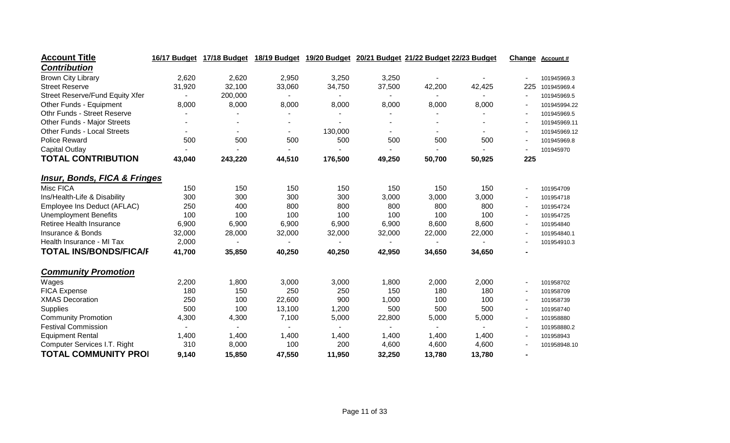| Account Title | 16/17 Budget | 17/18 Budget | 18/19 Budget | 19/20 Budget | 20/21 Budget | 21/22 Budget | 22/23 Budget | Change | Account # |
|---|---|---|---|---|---|---|---|---|---|
| ***Contribution*** | | | | | | | | | |
| Brown City Library | 2,620 | 2,620 | 2,950 | 3,250 | 3,250 | - | - | - | 101945969.3 |
| Street Reserve | 31,920 | 32,100 | 33,060 | 34,750 | 37,500 | 42,200 | 42,425 | 225 | 101945969.4 |
| Street Reserve/Fund Equity Xfer | - | 200,000 | - | - | - | - | - | - | 101945969.5 |
| Other Funds - Equipment | 8,000 | 8,000 | 8,000 | 8,000 | 8,000 | 8,000 | 8,000 | - | 101945994.22 |
| Othr Funds - Street Reserve | - | - | - | - | - | - | - | - | 101945969.5 |
| Other Funds - Major Streets | - | - | - | - | - | - | - | - | 101945969.11 |
| Other Funds - Local Streets | - | - | - | 130,000 | - | - | - | - | 101945969.12 |
| Police Reward | 500 | 500 | 500 | 500 | 500 | 500 | 500 | - | 101945969.8 |
| Capital Outlay | - | - | - | - | - | - | - | - | 101945970 |
| **TOTAL CONTRIBUTION** | **43,040** | **243,220** | **44,510** | **176,500** | **49,250** | **50,700** | **50,925** | **225** | |
| ***Insur, Bonds, FICA & Fringes*** | | | | | | | | | |
| Misc FICA | 150 | 150 | 150 | 150 | 150 | 150 | 150 | - | 101954709 |
| Ins/Health-Life & Disability | 300 | 300 | 300 | 300 | 3,000 | 3,000 | 3,000 | - | 101954718 |
| Employee Ins Deduct (AFLAC) | 250 | 400 | 800 | 800 | 800 | 800 | 800 | - | 101954724 |
| Unemployment Benefits | 100 | 100 | 100 | 100 | 100 | 100 | 100 | - | 101954725 |
| Retiree Health Insurance | 6,900 | 6,900 | 6,900 | 6,900 | 6,900 | 8,600 | 8,600 | - | 101954840 |
| Insurance & Bonds | 32,000 | 28,000 | 32,000 | 32,000 | 32,000 | 22,000 | 22,000 | - | 101954840.1 |
| Health Insurance - MI Tax | 2,000 | - | - | - | - | - | - | - | 101954910.3 |
| **TOTAL INS/BONDS/FICA/F** | **41,700** | **35,850** | **40,250** | **40,250** | **42,950** | **34,650** | **34,650** | **-** | |
| ***Community Promotion*** | | | | | | | | | |
| Wages | 2,200 | 1,800 | 3,000 | 3,000 | 1,800 | 2,000 | 2,000 | - | 101958702 |
| FICA Expense | 180 | 150 | 250 | 250 | 150 | 180 | 180 | - | 101958709 |
| XMAS Decoration | 250 | 100 | 22,600 | 900 | 1,000 | 100 | 100 | - | 101958739 |
| Supplies | 500 | 100 | 13,100 | 1,200 | 500 | 500 | 500 | - | 101958740 |
| Community Promotion | 4,300 | 4,300 | 7,100 | 5,000 | 22,800 | 5,000 | 5,000 | - | 101958880 |
| Festival Commission | - | - | - | - | - | - | - | - | 101958880.2 |
| Equipment Rental | 1,400 | 1,400 | 1,400 | 1,400 | 1,400 | 1,400 | 1,400 | - | 101958943 |
| Computer Services I.T. Right | 310 | 8,000 | 100 | 200 | 4,600 | 4,600 | 4,600 | - | 101958948.10 |
| **TOTAL COMMUNITY PROI** | **9,140** | **15,850** | **47,550** | **11,950** | **32,250** | **13,780** | **13,780** | **-** | |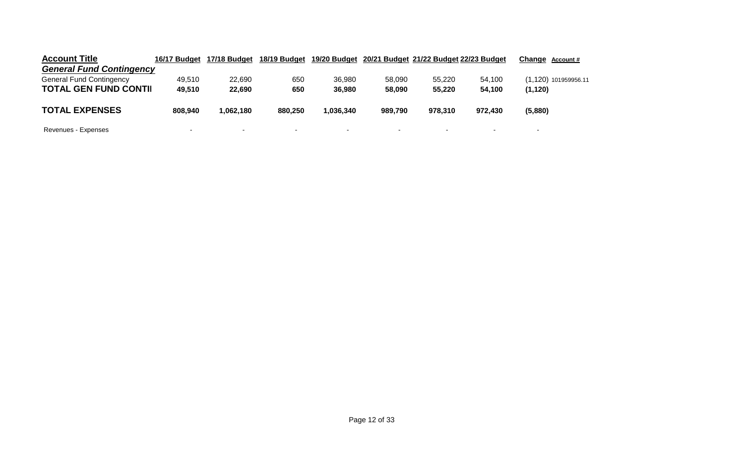| Account Title | 16/17 Budget | 17/18 Budget | 18/19 Budget | 19/20 Budget | 20/21 Budget | 21/22 Budget | 22/23 Budget | Change | Account # |
|---|---|---|---|---|---|---|---|---|---|
| ***General Fund Contingency*** | | | | | | | | | |
| General Fund Contingency | 49,510 | 22,690 | 650 | 36,980 | 58,090 | 55,220 | 54,100 | (1,120) | 101959956.11 |
| **TOTAL GEN FUND CONTII** | **49,510** | **22,690** | **650** | **36,980** | **58,090** | **55,220** | **54,100** | **(1,120)** | |
| **TOTAL EXPENSES** | **808,940** | **1,062,180** | **880,250** | **1,036,340** | **989,790** | **978,310** | **972,430** | **(5,880)** | |
| Revenues - Expenses | - | - | - | - | - | - | - | - | |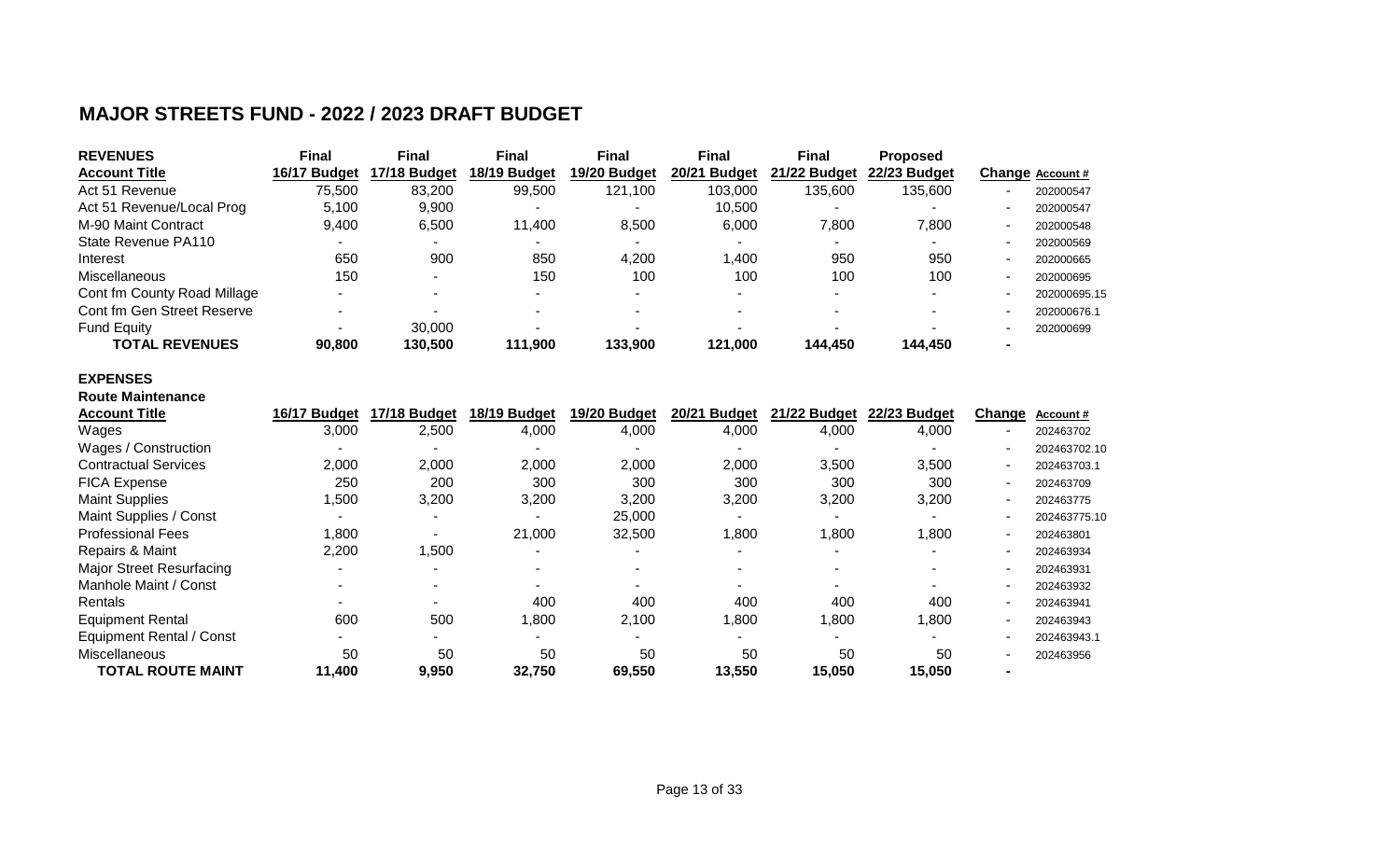# MAJOR STREETS FUND - 2022 / 2023 DRAFT BUDGET

**REVENUES**

| Account Title | Final 16/17 Budget | Final 17/18 Budget | Final 18/19 Budget | Final 19/20 Budget | Final 20/21 Budget | Final 21/22 Budget | Proposed 22/23 Budget | Change | Account # |
|---|---|---|---|---|---|---|---|---|---|
| Act 51 Revenue | 75,500 | 83,200 | 99,500 | 121,100 | 103,000 | 135,600 | 135,600 | - | 202000547 |
| Act 51 Revenue/Local Prog | 5,100 | 9,900 | - | - | 10,500 | - | - | - | 202000547 |
| M-90 Maint Contract | 9,400 | 6,500 | 11,400 | 8,500 | 6,000 | 7,800 | 7,800 | - | 202000548 |
| State Revenue PA110 | - | - | - | - | - | - | - | - | 202000569 |
| Interest | 650 | 900 | 850 | 4,200 | 1,400 | 950 | 950 | - | 202000665 |
| Miscellaneous | 150 | - | 150 | 100 | 100 | 100 | 100 | - | 202000695 |
| Cont fm County Road Millage | - | - | - | - | - | - | - | - | 202000695.15 |
| Cont fm Gen Street Reserve | - | - | - | - | - | - | - | - | 202000676.1 |
| Fund Equity | - | 30,000 | - | - | - | - | - | - | 202000699 |
| **TOTAL REVENUES** | **90,800** | **130,500** | **111,900** | **133,900** | **121,000** | **144,450** | **144,450** | **-** | |

**EXPENSES**

**Route Maintenance**

| Account Title | 16/17 Budget | 17/18 Budget | 18/19 Budget | 19/20 Budget | 20/21 Budget | 21/22 Budget | 22/23 Budget | Change | Account # |
|---|---|---|---|---|---|---|---|---|---|
| Wages | 3,000 | 2,500 | 4,000 | 4,000 | 4,000 | 4,000 | 4,000 | - | 202463702 |
| Wages / Construction | - | - | - | - | - | - | - | - | 202463702.10 |
| Contractual Services | 2,000 | 2,000 | 2,000 | 2,000 | 2,000 | 3,500 | 3,500 | - | 202463703.1 |
| FICA Expense | 250 | 200 | 300 | 300 | 300 | 300 | 300 | - | 202463709 |
| Maint Supplies | 1,500 | 3,200 | 3,200 | 3,200 | 3,200 | 3,200 | 3,200 | - | 202463775 |
| Maint Supplies / Const | - | - | - | 25,000 | - | - | - | - | 202463775.10 |
| Professional Fees | 1,800 | - | 21,000 | 32,500 | 1,800 | 1,800 | 1,800 | - | 202463801 |
| Repairs & Maint | 2,200 | 1,500 | - | - | - | - | - | - | 202463934 |
| Major Street Resurfacing | - | - | - | - | - | - | - | - | 202463931 |
| Manhole Maint / Const | - | - | - | - | - | - | - | - | 202463932 |
| Rentals | - | - | 400 | 400 | 400 | 400 | 400 | - | 202463941 |
| Equipment Rental | 600 | 500 | 1,800 | 2,100 | 1,800 | 1,800 | 1,800 | - | 202463943 |
| Equipment Rental / Const | - | - | - | - | - | - | - | - | 202463943.1 |
| Miscellaneous | 50 | 50 | 50 | 50 | 50 | 50 | 50 | - | 202463956 |
| **TOTAL ROUTE MAINT** | **11,400** | **9,950** | **32,750** | **69,550** | **13,550** | **15,050** | **15,050** | **-** | |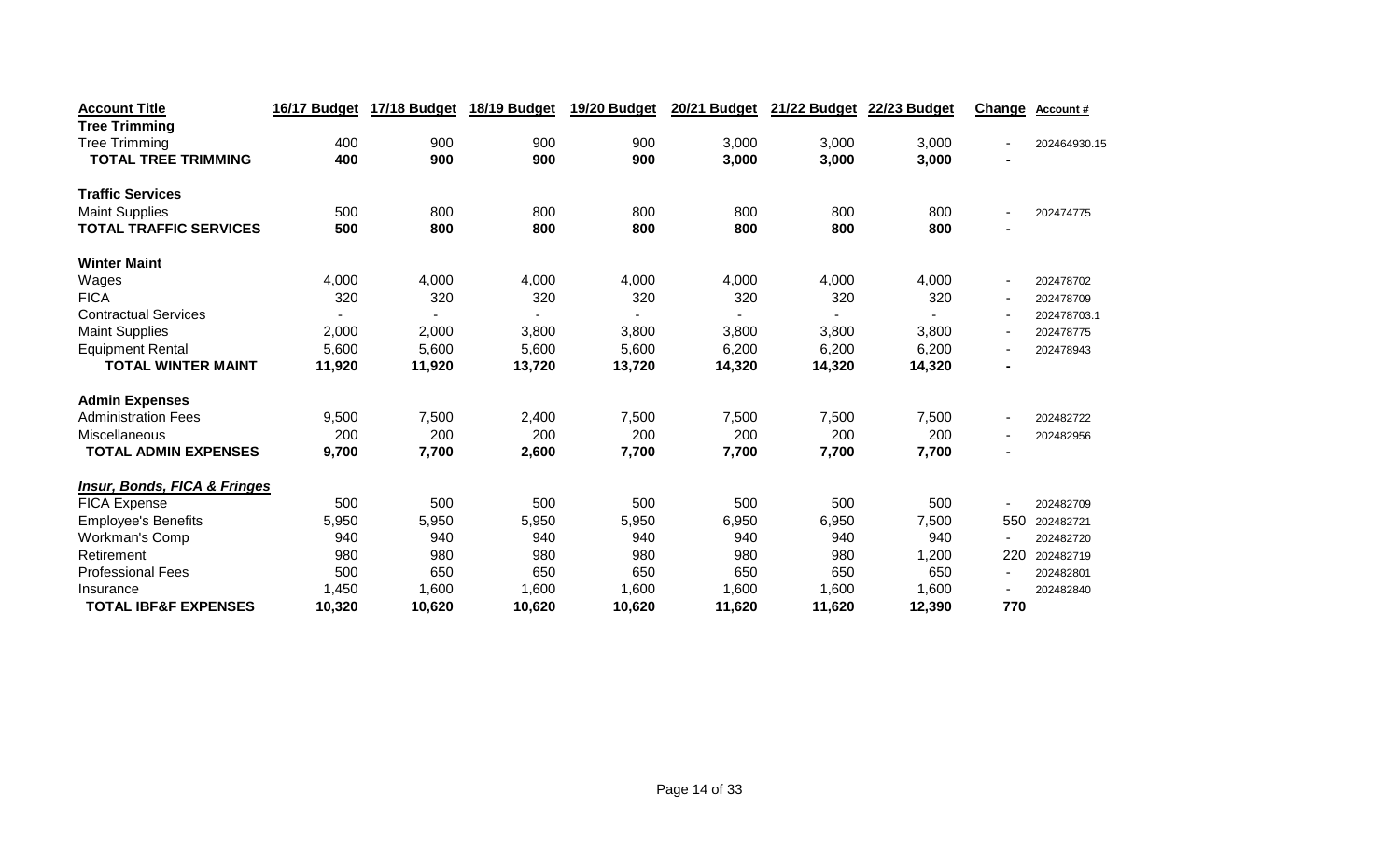| Account Title | 16/17 Budget | 17/18 Budget | 18/19 Budget | 19/20 Budget | 20/21 Budget | 21/22 Budget | 22/23 Budget | Change | Account # |
|---|---|---|---|---|---|---|---|---|---|
| **Tree Trimming** | | | | | | | | | |
| Tree Trimming | 400 | 900 | 900 | 900 | 3,000 | 3,000 | 3,000 | - | 202464930.15 |
| **TOTAL TREE TRIMMING** | **400** | **900** | **900** | **900** | **3,000** | **3,000** | **3,000** | **-** | |
| | | | | | | | | | |
| **Traffic Services** | | | | | | | | | |
| Maint Supplies | 500 | 800 | 800 | 800 | 800 | 800 | 800 | - | 202474775 |
| **TOTAL TRAFFIC SERVICES** | **500** | **800** | **800** | **800** | **800** | **800** | **800** | **-** | |
| | | | | | | | | | |
| **Winter Maint** | | | | | | | | | |
| Wages | 4,000 | 4,000 | 4,000 | 4,000 | 4,000 | 4,000 | 4,000 | - | 202478702 |
| FICA | 320 | 320 | 320 | 320 | 320 | 320 | 320 | - | 202478709 |
| Contractual Services | - | - | - | - | - | - | - | - | 202478703.1 |
| Maint Supplies | 2,000 | 2,000 | 3,800 | 3,800 | 3,800 | 3,800 | 3,800 | - | 202478775 |
| Equipment Rental | 5,600 | 5,600 | 5,600 | 5,600 | 6,200 | 6,200 | 6,200 | - | 202478943 |
| **TOTAL WINTER MAINT** | **11,920** | **11,920** | **13,720** | **13,720** | **14,320** | **14,320** | **14,320** | **-** | |
| | | | | | | | | | |
| **Admin Expenses** | | | | | | | | | |
| Administration Fees | 9,500 | 7,500 | 2,400 | 7,500 | 7,500 | 7,500 | 7,500 | - | 202482722 |
| Miscellaneous | 200 | 200 | 200 | 200 | 200 | 200 | 200 | - | 202482956 |
| **TOTAL ADMIN EXPENSES** | **9,700** | **7,700** | **2,600** | **7,700** | **7,700** | **7,700** | **7,700** | **-** | |
| | | | | | | | | | |
| ***Insur, Bonds, FICA & Fringes*** | | | | | | | | | |
| FICA Expense | 500 | 500 | 500 | 500 | 500 | 500 | 500 | - | 202482709 |
| Employee's Benefits | 5,950 | 5,950 | 5,950 | 5,950 | 6,950 | 6,950 | 7,500 | 550 | 202482721 |
| Workman's Comp | 940 | 940 | 940 | 940 | 940 | 940 | 940 | - | 202482720 |
| Retirement | 980 | 980 | 980 | 980 | 980 | 980 | 1,200 | 220 | 202482719 |
| Professional Fees | 500 | 650 | 650 | 650 | 650 | 650 | 650 | - | 202482801 |
| Insurance | 1,450 | 1,600 | 1,600 | 1,600 | 1,600 | 1,600 | 1,600 | - | 202482840 |
| **TOTAL IBF&F EXPENSES** | **10,320** | **10,620** | **10,620** | **10,620** | **11,620** | **11,620** | **12,390** | **770** | |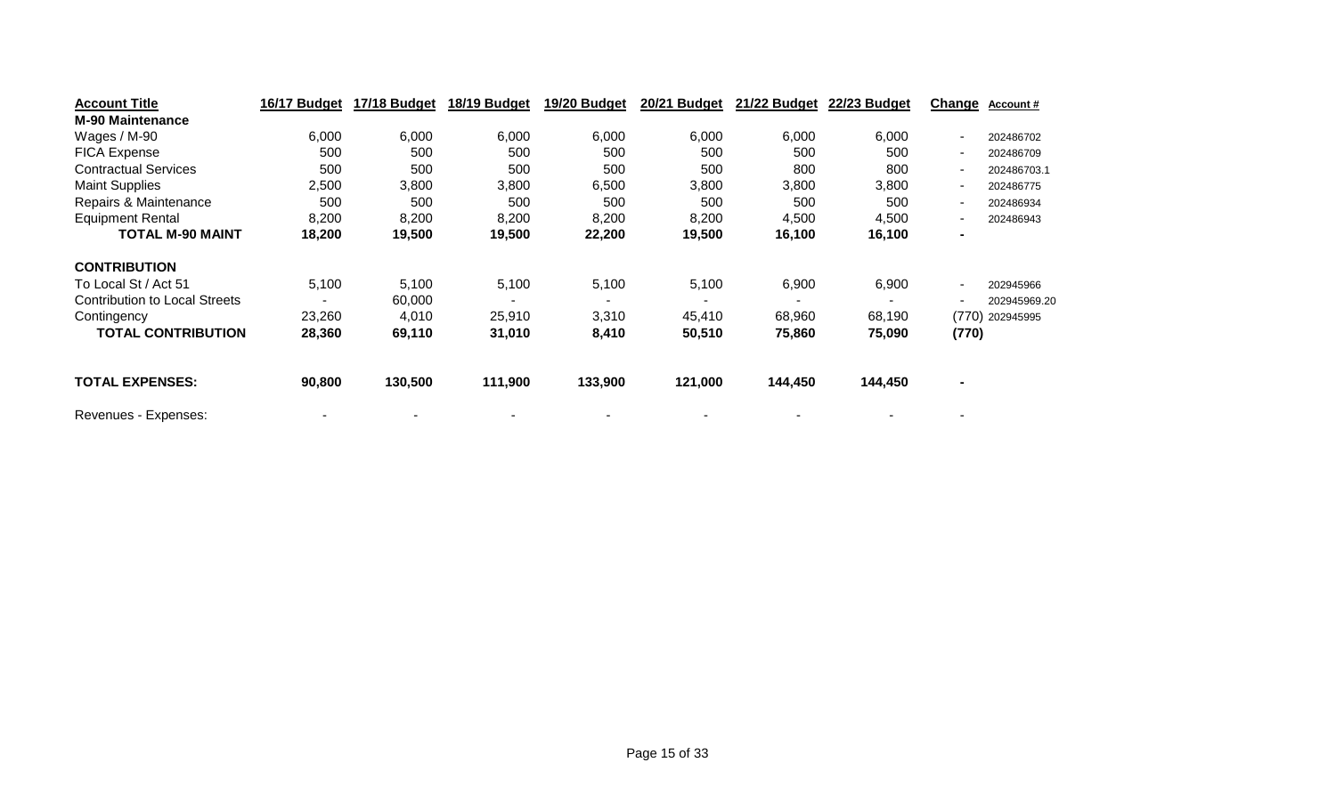| Account Title | 16/17 Budget | 17/18 Budget | 18/19 Budget | 19/20 Budget | 20/21 Budget | 21/22 Budget | 22/23 Budget | Change | Account # |
|---|---|---|---|---|---|---|---|---|---|
| **M-90 Maintenance** | | | | | | | | | |
| Wages / M-90 | 6,000 | 6,000 | 6,000 | 6,000 | 6,000 | 6,000 | 6,000 | - | 202486702 |
| FICA Expense | 500 | 500 | 500 | 500 | 500 | 500 | 500 | - | 202486709 |
| Contractual Services | 500 | 500 | 500 | 500 | 500 | 800 | 800 | - | 202486703.1 |
| Maint Supplies | 2,500 | 3,800 | 3,800 | 6,500 | 3,800 | 3,800 | 3,800 | - | 202486775 |
| Repairs & Maintenance | 500 | 500 | 500 | 500 | 500 | 500 | 500 | - | 202486934 |
| Equipment Rental | 8,200 | 8,200 | 8,200 | 8,200 | 8,200 | 4,500 | 4,500 | - | 202486943 |
| **TOTAL M-90 MAINT** | **18,200** | **19,500** | **19,500** | **22,200** | **19,500** | **16,100** | **16,100** | **-** | |
| | | | | | | | | | |
| **CONTRIBUTION** | | | | | | | | | |
| To Local St / Act 51 | 5,100 | 5,100 | 5,100 | 5,100 | 5,100 | 6,900 | 6,900 | - | 202945966 |
| Contribution to Local Streets | - | 60,000 | - | - | - | - | - | - | 202945969.20 |
| Contingency | 23,260 | 4,010 | 25,910 | 3,310 | 45,410 | 68,960 | 68,190 | (770) | 202945995 |
| **TOTAL CONTRIBUTION** | **28,360** | **69,110** | **31,010** | **8,410** | **50,510** | **75,860** | **75,090** | **(770)** | |
| | | | | | | | | | |
| **TOTAL EXPENSES:** | **90,800** | **130,500** | **111,900** | **133,900** | **121,000** | **144,450** | **144,450** | **-** | |
| | | | | | | | | | |
| Revenues - Expenses: | - | - | - | - | - | - | - | - | |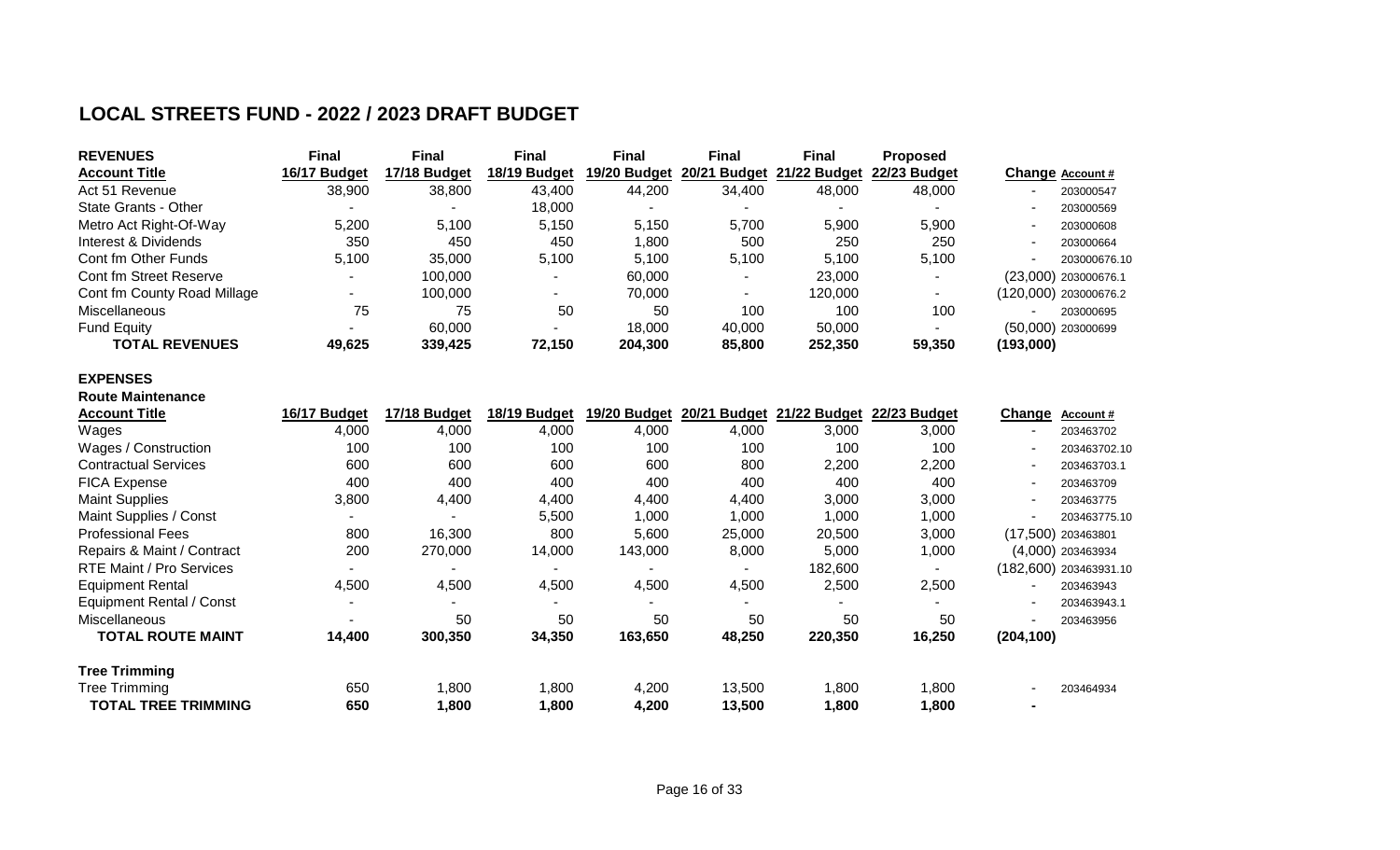## LOCAL STREETS FUND - 2022 / 2023 DRAFT BUDGET

| REVENUES<br>Account Title | Final<br>16/17 Budget | Final<br>17/18 Budget | Final<br>18/19 Budget | Final<br>19/20 Budget | Final<br>20/21 Budget | Final<br>21/22 Budget | Proposed<br>22/23 Budget | Change | Account # |
|---|---|---|---|---|---|---|---|---|---|
| Act 51 Revenue | 38,900 | 38,800 | 43,400 | 44,200 | 34,400 | 48,000 | 48,000 | - | 203000547 |
| State Grants - Other | - | - | 18,000 | - | - | - | - | - | 203000569 |
| Metro Act Right-Of-Way | 5,200 | 5,100 | 5,150 | 5,150 | 5,700 | 5,900 | 5,900 | - | 203000608 |
| Interest & Dividends | 350 | 450 | 450 | 1,800 | 500 | 250 | 250 | - | 203000664 |
| Cont fm Other Funds | 5,100 | 35,000 | 5,100 | 5,100 | 5,100 | 5,100 | 5,100 | - | 203000676.10 |
| Cont fm Street Reserve | - | 100,000 | - | 60,000 | - | 23,000 | - | (23,000) | 203000676.1 |
| Cont fm County Road Millage | - | 100,000 | - | 70,000 | - | 120,000 | - | (120,000) | 203000676.2 |
| Miscellaneous | 75 | 75 | 50 | 50 | 100 | 100 | 100 | - | 203000695 |
| Fund Equity | - | 60,000 | - | 18,000 | 40,000 | 50,000 | - | (50,000) | 203000699 |
| **TOTAL REVENUES** | **49,625** | **339,425** | **72,150** | **204,300** | **85,800** | **252,350** | **59,350** | **(193,000)** | |

**EXPENSES**

**Route Maintenance**

| Account Title | 16/17 Budget | 17/18 Budget | 18/19 Budget | 19/20 Budget | 20/21 Budget | 21/22 Budget | 22/23 Budget | Change | Account # |
|---|---|---|---|---|---|---|---|---|---|
| Wages | 4,000 | 4,000 | 4,000 | 4,000 | 4,000 | 3,000 | 3,000 | - | 203463702 |
| Wages / Construction | 100 | 100 | 100 | 100 | 100 | 100 | 100 | - | 203463702.10 |
| Contractual Services | 600 | 600 | 600 | 600 | 800 | 2,200 | 2,200 | - | 203463703.1 |
| FICA Expense | 400 | 400 | 400 | 400 | 400 | 400 | 400 | - | 203463709 |
| Maint Supplies | 3,800 | 4,400 | 4,400 | 4,400 | 4,400 | 3,000 | 3,000 | - | 203463775 |
| Maint Supplies / Const | - | - | 5,500 | 1,000 | 1,000 | 1,000 | 1,000 | - | 203463775.10 |
| Professional Fees | 800 | 16,300 | 800 | 5,600 | 25,000 | 20,500 | 3,000 | (17,500) | 203463801 |
| Repairs & Maint / Contract | 200 | 270,000 | 14,000 | 143,000 | 8,000 | 5,000 | 1,000 | (4,000) | 203463934 |
| RTE Maint / Pro Services | - | - | - | - | - | 182,600 | - | (182,600) | 203463931.10 |
| Equipment Rental | 4,500 | 4,500 | 4,500 | 4,500 | 4,500 | 2,500 | 2,500 | - | 203463943 |
| Equipment Rental / Const | - | - | - | - | - | - | - | - | 203463943.1 |
| Miscellaneous | - | 50 | 50 | 50 | 50 | 50 | 50 | - | 203463956 |
| **TOTAL ROUTE MAINT** | **14,400** | **300,350** | **34,350** | **163,650** | **48,250** | **220,350** | **16,250** | **(204,100)** | |

**Tree Trimming**

| Account Title | 16/17 Budget | 17/18 Budget | 18/19 Budget | 19/20 Budget | 20/21 Budget | 21/22 Budget | 22/23 Budget | Change | Account # |
|---|---|---|---|---|---|---|---|---|---|
| Tree Trimming | 650 | 1,800 | 1,800 | 4,200 | 13,500 | 1,800 | 1,800 | - | 203464934 |
| **TOTAL TREE TRIMMING** | **650** | **1,800** | **1,800** | **4,200** | **13,500** | **1,800** | **1,800** | **-** | |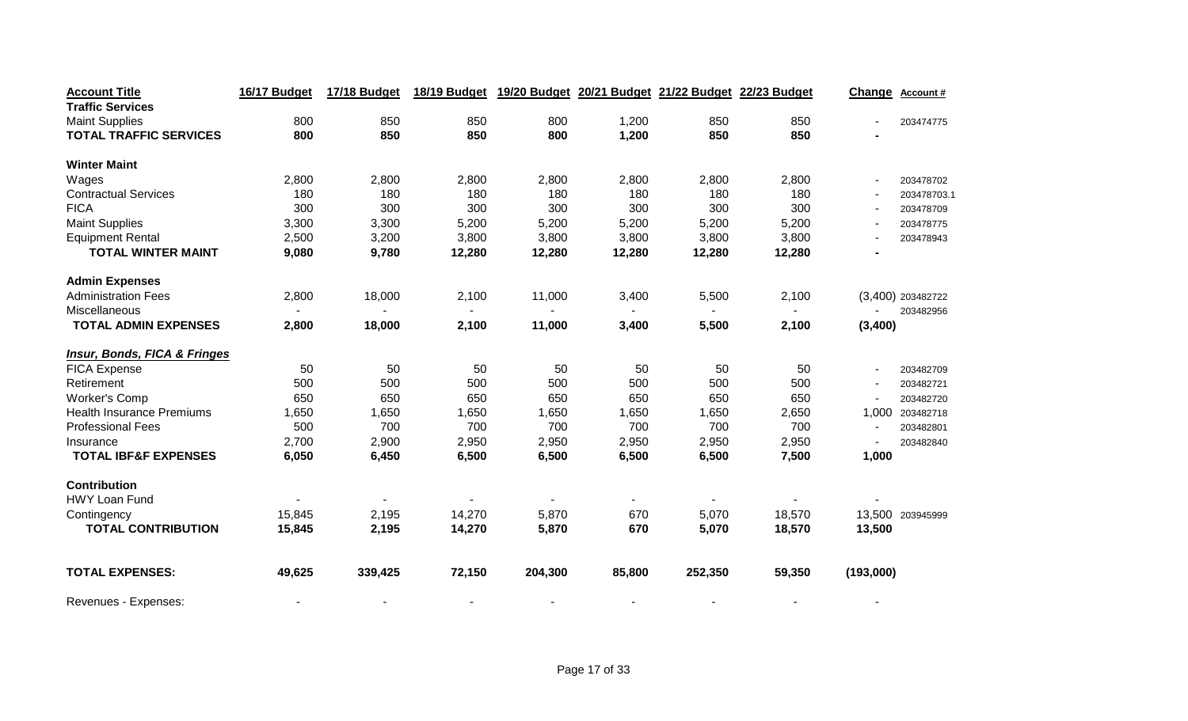| Account Title | 16/17 Budget | 17/18 Budget | 18/19 Budget | 19/20 Budget | 20/21 Budget | 21/22 Budget | 22/23 Budget | Change | Account # |
|---|---|---|---|---|---|---|---|---|---|
| **Traffic Services** | | | | | | | | | |
| Maint Supplies | 800 | 850 | 850 | 800 | 1,200 | 850 | 850 | - | 203474775 |
| **TOTAL TRAFFIC SERVICES** | **800** | **850** | **850** | **800** | **1,200** | **850** | **850** | **-** | |
| | | | | | | | | | |
| **Winter Maint** | | | | | | | | | |
| Wages | 2,800 | 2,800 | 2,800 | 2,800 | 2,800 | 2,800 | 2,800 | - | 203478702 |
| Contractual Services | 180 | 180 | 180 | 180 | 180 | 180 | 180 | - | 203478703.1 |
| FICA | 300 | 300 | 300 | 300 | 300 | 300 | 300 | - | 203478709 |
| Maint Supplies | 3,300 | 3,300 | 5,200 | 5,200 | 5,200 | 5,200 | 5,200 | - | 203478775 |
| Equipment Rental | 2,500 | 3,200 | 3,800 | 3,800 | 3,800 | 3,800 | 3,800 | - | 203478943 |
| **TOTAL WINTER MAINT** | **9,080** | **9,780** | **12,280** | **12,280** | **12,280** | **12,280** | **12,280** | **-** | |
| | | | | | | | | | |
| **Admin Expenses** | | | | | | | | | |
| Administration Fees | 2,800 | 18,000 | 2,100 | 11,000 | 3,400 | 5,500 | 2,100 | (3,400) | 203482722 |
| Miscellaneous | - | - | - | - | - | - | - | - | 203482956 |
| **TOTAL ADMIN EXPENSES** | **2,800** | **18,000** | **2,100** | **11,000** | **3,400** | **5,500** | **2,100** | **(3,400)** | |
| | | | | | | | | | |
| ***Insur, Bonds, FICA & Fringes*** | | | | | | | | | |
| FICA Expense | 50 | 50 | 50 | 50 | 50 | 50 | 50 | - | 203482709 |
| Retirement | 500 | 500 | 500 | 500 | 500 | 500 | 500 | - | 203482721 |
| Worker's Comp | 650 | 650 | 650 | 650 | 650 | 650 | 650 | - | 203482720 |
| Health Insurance Premiums | 1,650 | 1,650 | 1,650 | 1,650 | 1,650 | 1,650 | 2,650 | 1,000 | 203482718 |
| Professional Fees | 500 | 700 | 700 | 700 | 700 | 700 | 700 | - | 203482801 |
| Insurance | 2,700 | 2,900 | 2,950 | 2,950 | 2,950 | 2,950 | 2,950 | - | 203482840 |
| **TOTAL IBF&F EXPENSES** | **6,050** | **6,450** | **6,500** | **6,500** | **6,500** | **6,500** | **7,500** | **1,000** | |
| | | | | | | | | | |
| **Contribution** | | | | | | | | | |
| HWY Loan Fund | - | - | - | - | - | - | - | - | |
| Contingency | 15,845 | 2,195 | 14,270 | 5,870 | 670 | 5,070 | 18,570 | 13,500 | 203945999 |
| **TOTAL CONTRIBUTION** | **15,845** | **2,195** | **14,270** | **5,870** | **670** | **5,070** | **18,570** | **13,500** | |
| | | | | | | | | | |
| **TOTAL EXPENSES:** | **49,625** | **339,425** | **72,150** | **204,300** | **85,800** | **252,350** | **59,350** | **(193,000)** | |
| | | | | | | | | | |
| Revenues - Expenses: | - | - | - | - | - | - | - | - | |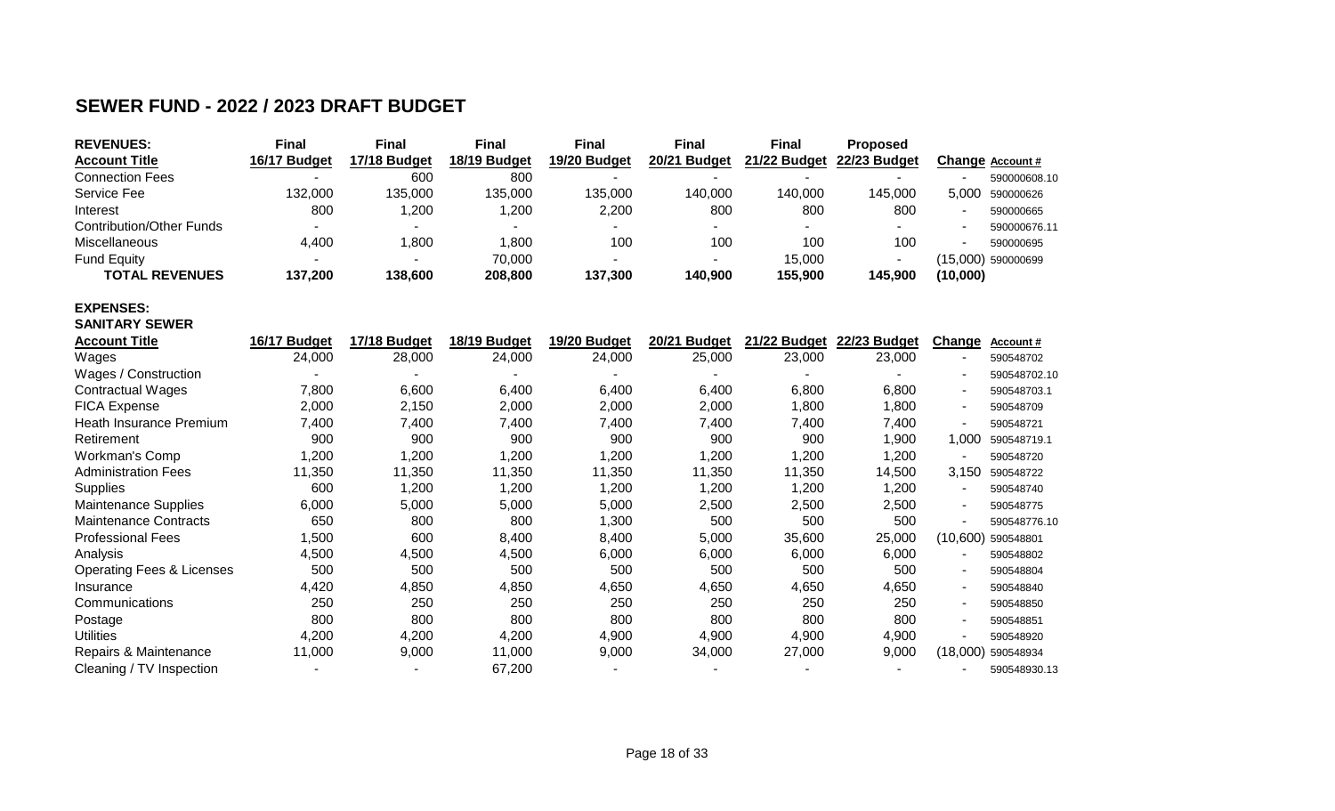# SEWER FUND - 2022 / 2023 DRAFT BUDGET

| REVENUES: | Final | Final | Final | Final | Final | Final | Proposed | | |
|---|---|---|---|---|---|---|---|---|---|
| **Account Title** | **16/17 Budget** | **17/18 Budget** | **18/19 Budget** | **19/20 Budget** | **20/21 Budget** | **21/22 Budget** | **22/23 Budget** | **Change** | **Account #** |
| Connection Fees | - | 600 | 800 | - | - | - | - | - | 590000608.10 |
| Service Fee | 132,000 | 135,000 | 135,000 | 135,000 | 140,000 | 140,000 | 145,000 | 5,000 | 590000626 |
| Interest | 800 | 1,200 | 1,200 | 2,200 | 800 | 800 | 800 | - | 590000665 |
| Contribution/Other Funds | - | - | - | - | - | - | - | - | 590000676.11 |
| Miscellaneous | 4,400 | 1,800 | 1,800 | 100 | 100 | 100 | 100 | - | 590000695 |
| Fund Equity | - | - | 70,000 | - | - | 15,000 | - | (15,000) | 590000699 |
| **TOTAL REVENUES** | **137,200** | **138,600** | **208,800** | **137,300** | **140,900** | **155,900** | **145,900** | **(10,000)** | |

**EXPENSES:**

**SANITARY SEWER**

| Account Title | 16/17 Budget | 17/18 Budget | 18/19 Budget | 19/20 Budget | 20/21 Budget | 21/22 Budget | 22/23 Budget | Change | Account # |
|---|---|---|---|---|---|---|---|---|---|
| Wages | 24,000 | 28,000 | 24,000 | 24,000 | 25,000 | 23,000 | 23,000 | - | 590548702 |
| Wages / Construction | - | - | - | - | - | - | - | - | 590548702.10 |
| Contractual Wages | 7,800 | 6,600 | 6,400 | 6,400 | 6,400 | 6,800 | 6,800 | - | 590548703.1 |
| FICA Expense | 2,000 | 2,150 | 2,000 | 2,000 | 2,000 | 1,800 | 1,800 | - | 590548709 |
| Heath Insurance Premium | 7,400 | 7,400 | 7,400 | 7,400 | 7,400 | 7,400 | 7,400 | - | 590548721 |
| Retirement | 900 | 900 | 900 | 900 | 900 | 900 | 1,900 | 1,000 | 590548719.1 |
| Workman's Comp | 1,200 | 1,200 | 1,200 | 1,200 | 1,200 | 1,200 | 1,200 | - | 590548720 |
| Administration Fees | 11,350 | 11,350 | 11,350 | 11,350 | 11,350 | 11,350 | 14,500 | 3,150 | 590548722 |
| Supplies | 600 | 1,200 | 1,200 | 1,200 | 1,200 | 1,200 | 1,200 | - | 590548740 |
| Maintenance Supplies | 6,000 | 5,000 | 5,000 | 5,000 | 2,500 | 2,500 | 2,500 | - | 590548775 |
| Maintenance Contracts | 650 | 800 | 800 | 1,300 | 500 | 500 | 500 | - | 590548776.10 |
| Professional Fees | 1,500 | 600 | 8,400 | 8,400 | 5,000 | 35,600 | 25,000 | (10,600) | 590548801 |
| Analysis | 4,500 | 4,500 | 4,500 | 6,000 | 6,000 | 6,000 | 6,000 | - | 590548802 |
| Operating Fees & Licenses | 500 | 500 | 500 | 500 | 500 | 500 | 500 | - | 590548804 |
| Insurance | 4,420 | 4,850 | 4,850 | 4,650 | 4,650 | 4,650 | 4,650 | - | 590548840 |
| Communications | 250 | 250 | 250 | 250 | 250 | 250 | 250 | - | 590548850 |
| Postage | 800 | 800 | 800 | 800 | 800 | 800 | 800 | - | 590548851 |
| Utilities | 4,200 | 4,200 | 4,200 | 4,900 | 4,900 | 4,900 | 4,900 | - | 590548920 |
| Repairs & Maintenance | 11,000 | 9,000 | 11,000 | 9,000 | 34,000 | 27,000 | 9,000 | (18,000) | 590548934 |
| Cleaning / TV Inspection | - | - | 67,200 | - | - | - | - | - | 590548930.13 |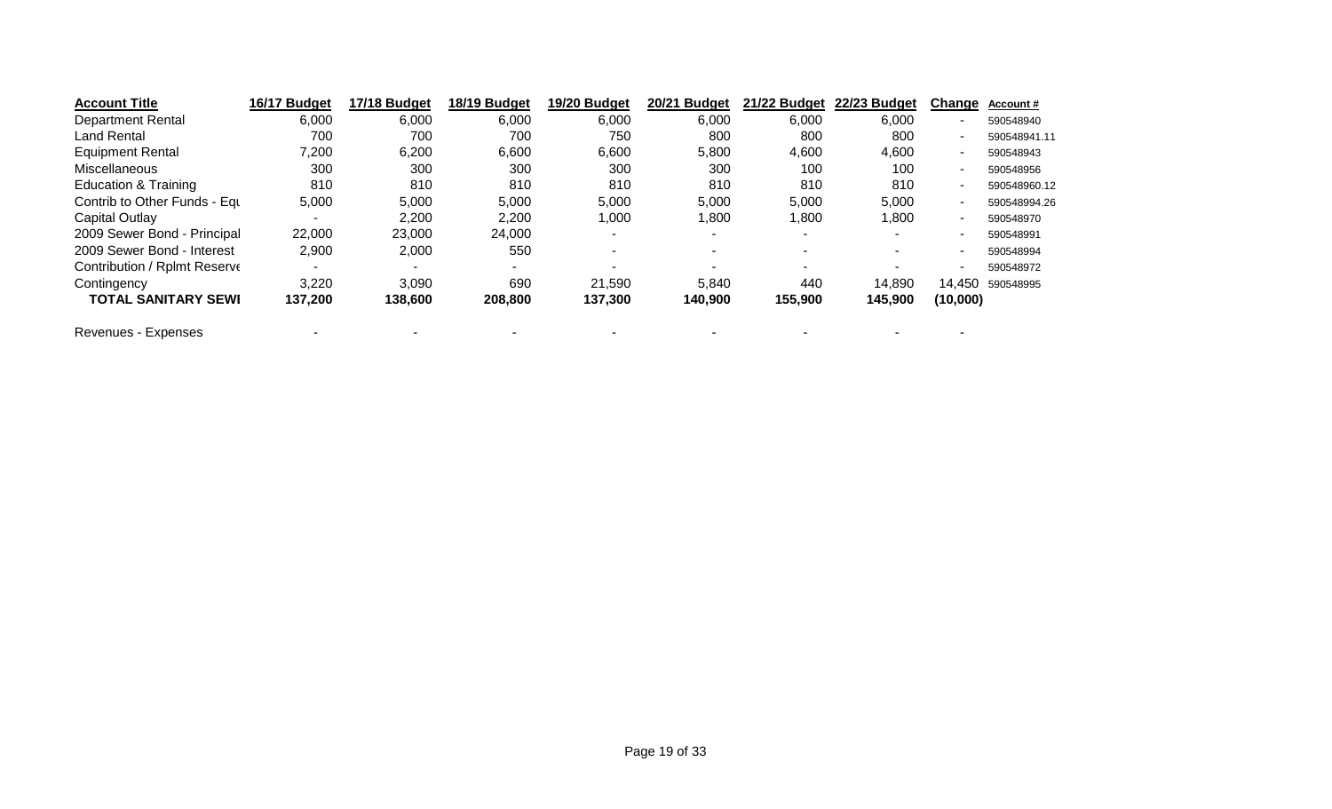| Account Title | 16/17 Budget | 17/18 Budget | 18/19 Budget | 19/20 Budget | 20/21 Budget | 21/22 Budget | 22/23 Budget | Change | Account # |
|---|---|---|---|---|---|---|---|---|---|
| Department Rental | 6,000 | 6,000 | 6,000 | 6,000 | 6,000 | 6,000 | 6,000 | - | 590548940 |
| Land Rental | 700 | 700 | 700 | 750 | 800 | 800 | 800 | - | 590548941.11 |
| Equipment Rental | 7,200 | 6,200 | 6,600 | 6,600 | 5,800 | 4,600 | 4,600 | - | 590548943 |
| Miscellaneous | 300 | 300 | 300 | 300 | 300 | 100 | 100 | - | 590548956 |
| Education & Training | 810 | 810 | 810 | 810 | 810 | 810 | 810 | - | 590548960.12 |
| Contrib to Other Funds - Equ | 5,000 | 5,000 | 5,000 | 5,000 | 5,000 | 5,000 | 5,000 | - | 590548994.26 |
| Capital Outlay | - | 2,200 | 2,200 | 1,000 | 1,800 | 1,800 | 1,800 | - | 590548970 |
| 2009 Sewer Bond - Principal | 22,000 | 23,000 | 24,000 | - | - | - | - | - | 590548991 |
| 2009 Sewer Bond - Interest | 2,900 | 2,000 | 550 | - | - | - | - | - | 590548994 |
| Contribution / Rplmt Reserve | - | - | - | - | - | - | - | - | 590548972 |
| Contingency | 3,220 | 3,090 | 690 | 21,590 | 5,840 | 440 | 14,890 | 14,450 | 590548995 |
| **TOTAL SANITARY SEWI** | **137,200** | **138,600** | **208,800** | **137,300** | **140,900** | **155,900** | **145,900** | **(10,000)** | |
| | | | | | | | | | |
| Revenues - Expenses | - | - | - | - | - | - | - | - | |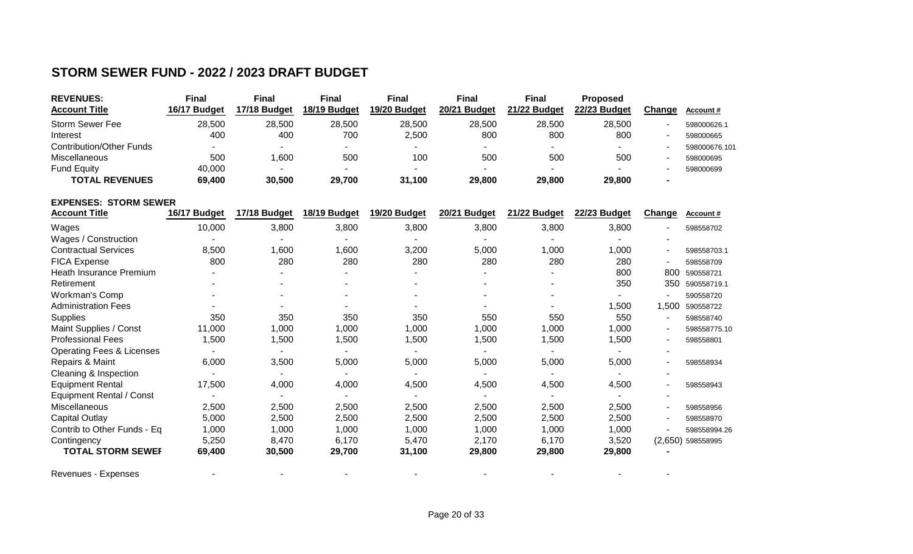# STORM SEWER FUND - 2022 / 2023 DRAFT BUDGET

| REVENUES: Account Title | Final 16/17 Budget | Final 17/18 Budget | Final 18/19 Budget | Final 19/20 Budget | Final 20/21 Budget | Final 21/22 Budget | Proposed 22/23 Budget | Change | Account # |
|---|---|---|---|---|---|---|---|---|---|
| Storm Sewer Fee | 28,500 | 28,500 | 28,500 | 28,500 | 28,500 | 28,500 | 28,500 | - | 598000626.1 |
| Interest | 400 | 400 | 700 | 2,500 | 800 | 800 | 800 | - | 598000665 |
| Contribution/Other Funds | - | - | - | - | - | - | - | - | 598000676.101 |
| Miscellaneous | 500 | 1,600 | 500 | 100 | 500 | 500 | 500 | - | 598000695 |
| Fund Equity | 40,000 | - | - | - | - | - | - | - | 598000699 |
| **TOTAL REVENUES** | **69,400** | **30,500** | **29,700** | **31,100** | **29,800** | **29,800** | **29,800** | **-** | |

| EXPENSES: STORM SEWER Account Title | 16/17 Budget | 17/18 Budget | 18/19 Budget | 19/20 Budget | 20/21 Budget | 21/22 Budget | 22/23 Budget | Change | Account # |
|---|---|---|---|---|---|---|---|---|---|
| Wages | 10,000 | 3,800 | 3,800 | 3,800 | 3,800 | 3,800 | 3,800 | - | 598558702 |
| Wages / Construction | - | - | - | - | - | - | - | - | |
| Contractual Services | 8,500 | 1,600 | 1,600 | 3,200 | 5,000 | 1,000 | 1,000 | - | 598558703.1 |
| FICA Expense | 800 | 280 | 280 | 280 | 280 | 280 | 280 | - | 598558709 |
| Heath Insurance Premium | - | - | - | - | - | - | 800 | 800 | 590558721 |
| Retirement | - | - | - | - | - | - | 350 | 350 | 590558719.1 |
| Workman's Comp | - | - | - | - | - | - | - | - | 590558720 |
| Administration Fees | - | - | - | - | - | - | 1,500 | 1,500 | 590558722 |
| Supplies | 350 | 350 | 350 | 350 | 550 | 550 | 550 | - | 598558740 |
| Maint Supplies / Const | 11,000 | 1,000 | 1,000 | 1,000 | 1,000 | 1,000 | 1,000 | - | 598558775.10 |
| Professional Fees | 1,500 | 1,500 | 1,500 | 1,500 | 1,500 | 1,500 | 1,500 | - | 598558801 |
| Operating Fees & Licenses | - | - | - | - | - | - | - | - | |
| Repairs & Maint | 6,000 | 3,500 | 5,000 | 5,000 | 5,000 | 5,000 | 5,000 | - | 598558934 |
| Cleaning & Inspection | - | - | - | - | - | - | - | - | |
| Equipment Rental | 17,500 | 4,000 | 4,000 | 4,500 | 4,500 | 4,500 | 4,500 | - | 598558943 |
| Equipment Rental / Const | - | - | - | - | - | - | - | - | |
| Miscellaneous | 2,500 | 2,500 | 2,500 | 2,500 | 2,500 | 2,500 | 2,500 | - | 598558956 |
| Capital Outlay | 5,000 | 2,500 | 2,500 | 2,500 | 2,500 | 2,500 | 2,500 | - | 598558970 |
| Contrib to Other Funds - Eq | 1,000 | 1,000 | 1,000 | 1,000 | 1,000 | 1,000 | 1,000 | - | 598558994.26 |
| Contingency | 5,250 | 8,470 | 6,170 | 5,470 | 2,170 | 6,170 | 3,520 | (2,650) | 598558995 |
| **TOTAL STORM SEWEI** | **69,400** | **30,500** | **29,700** | **31,100** | **29,800** | **29,800** | **29,800** | **-** | |
| | | | | | | | | | |
| Revenues - Expenses | - | - | - | - | - | - | - | - | |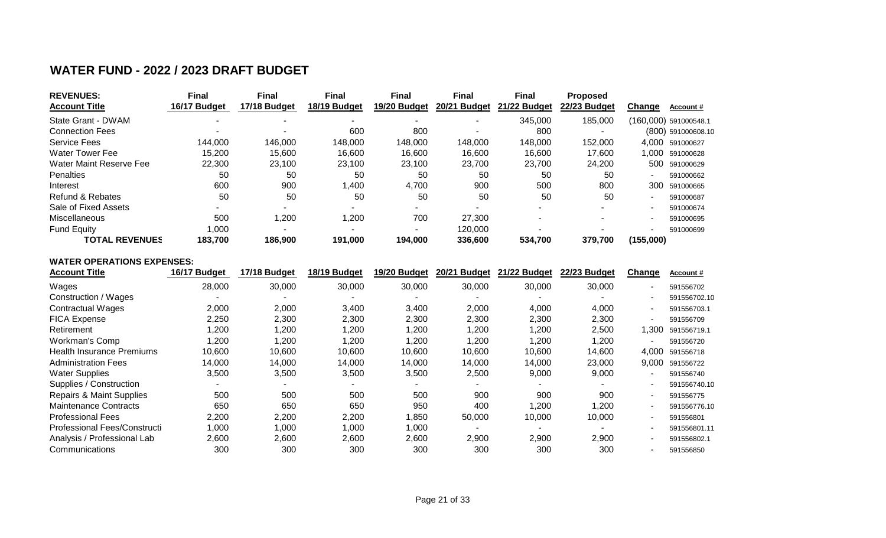# WATER FUND - 2022 / 2023 DRAFT BUDGET

| REVENUES:<br>Account Title | Final<br>16/17 Budget | Final<br>17/18 Budget | Final<br>18/19 Budget | Final<br>19/20 Budget | Final<br>20/21 Budget | Final<br>21/22 Budget | Proposed<br>22/23 Budget | Change | Account # |
|---|---|---|---|---|---|---|---|---|---|
| State Grant - DWAM | - | - | - | - | - | 345,000 | 185,000 | (160,000) | 591000548.1 |
| Connection Fees | - | - | 600 | 800 | - | 800 | - | (800) | 591000608.10 |
| Service Fees | 144,000 | 146,000 | 148,000 | 148,000 | 148,000 | 148,000 | 152,000 | 4,000 | 591000627 |
| Water Tower Fee | 15,200 | 15,600 | 16,600 | 16,600 | 16,600 | 16,600 | 17,600 | 1,000 | 591000628 |
| Water Maint Reserve Fee | 22,300 | 23,100 | 23,100 | 23,100 | 23,700 | 23,700 | 24,200 | 500 | 591000629 |
| Penalties | 50 | 50 | 50 | 50 | 50 | 50 | 50 | - | 591000662 |
| Interest | 600 | 900 | 1,400 | 4,700 | 900 | 500 | 800 | 300 | 591000665 |
| Refund & Rebates | 50 | 50 | 50 | 50 | 50 | 50 | 50 | - | 591000687 |
| Sale of Fixed Assets | - | - | - | - | - | - | - | - | 591000674 |
| Miscellaneous | 500 | 1,200 | 1,200 | 700 | 27,300 | - | - | - | 591000695 |
| Fund Equity | 1,000 | - | - | - | 120,000 | - | - | - | 591000699 |
| **TOTAL REVENUES** | **183,700** | **186,900** | **191,000** | **194,000** | **336,600** | **534,700** | **379,700** | **(155,000)** | |

**WATER OPERATIONS EXPENSES:**

| Account Title | 16/17 Budget | 17/18 Budget | 18/19 Budget | 19/20 Budget | 20/21 Budget | 21/22 Budget | 22/23 Budget | Change | Account # |
|---|---|---|---|---|---|---|---|---|---|
| Wages | 28,000 | 30,000 | 30,000 | 30,000 | 30,000 | 30,000 | 30,000 | - | 591556702 |
| Construction / Wages | - | - | - | - | - | - | - | - | 591556702.10 |
| Contractual Wages | 2,000 | 2,000 | 3,400 | 3,400 | 2,000 | 4,000 | 4,000 | - | 591556703.1 |
| FICA Expense | 2,250 | 2,300 | 2,300 | 2,300 | 2,300 | 2,300 | 2,300 | - | 591556709 |
| Retirement | 1,200 | 1,200 | 1,200 | 1,200 | 1,200 | 1,200 | 2,500 | 1,300 | 591556719.1 |
| Workman's Comp | 1,200 | 1,200 | 1,200 | 1,200 | 1,200 | 1,200 | 1,200 | - | 591556720 |
| Health Insurance Premiums | 10,600 | 10,600 | 10,600 | 10,600 | 10,600 | 10,600 | 14,600 | 4,000 | 591556718 |
| Administration Fees | 14,000 | 14,000 | 14,000 | 14,000 | 14,000 | 14,000 | 23,000 | 9,000 | 591556722 |
| Water Supplies | 3,500 | 3,500 | 3,500 | 3,500 | 2,500 | 9,000 | 9,000 | - | 591556740 |
| Supplies / Construction | - | - | - | - | - | - | - | - | 591556740.10 |
| Repairs & Maint Supplies | 500 | 500 | 500 | 500 | 900 | 900 | 900 | - | 591556775 |
| Maintenance Contracts | 650 | 650 | 650 | 950 | 400 | 1,200 | 1,200 | - | 591556776.10 |
| Professional Fees | 2,200 | 2,200 | 2,200 | 1,850 | 50,000 | 10,000 | 10,000 | - | 591556801 |
| Professional Fees/Constructi | 1,000 | 1,000 | 1,000 | 1,000 | - | - | - | - | 591556801.11 |
| Analysis / Professional Lab | 2,600 | 2,600 | 2,600 | 2,600 | 2,900 | 2,900 | 2,900 | - | 591556802.1 |
| Communications | 300 | 300 | 300 | 300 | 300 | 300 | 300 | - | 591556850 |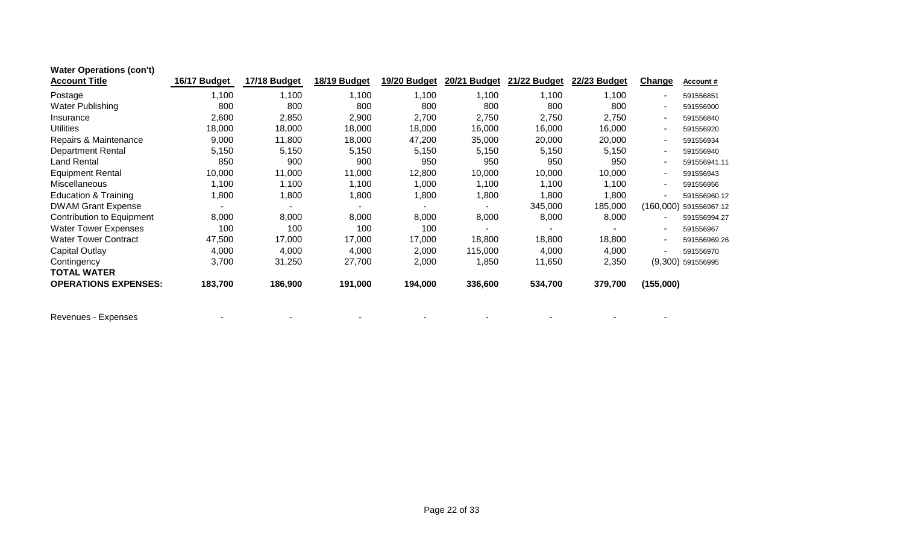**Water Operations (con't)**

| Account Title | 16/17 Budget | 17/18 Budget | 18/19 Budget | 19/20 Budget | 20/21 Budget | 21/22 Budget | 22/23 Budget | Change | Account # |
|---|---|---|---|---|---|---|---|---|---|
| Postage | 1,100 | 1,100 | 1,100 | 1,100 | 1,100 | 1,100 | 1,100 | - | 591556851 |
| Water Publishing | 800 | 800 | 800 | 800 | 800 | 800 | 800 | - | 591556900 |
| Insurance | 2,600 | 2,850 | 2,900 | 2,700 | 2,750 | 2,750 | 2,750 | - | 591556840 |
| Utilities | 18,000 | 18,000 | 18,000 | 18,000 | 16,000 | 16,000 | 16,000 | - | 591556920 |
| Repairs & Maintenance | 9,000 | 11,800 | 18,000 | 47,200 | 35,000 | 20,000 | 20,000 | - | 591556934 |
| Department Rental | 5,150 | 5,150 | 5,150 | 5,150 | 5,150 | 5,150 | 5,150 | - | 591556940 |
| Land Rental | 850 | 900 | 900 | 950 | 950 | 950 | 950 | - | 591556941.11 |
| Equipment Rental | 10,000 | 11,000 | 11,000 | 12,800 | 10,000 | 10,000 | 10,000 | - | 591556943 |
| Miscellaneous | 1,100 | 1,100 | 1,100 | 1,000 | 1,100 | 1,100 | 1,100 | - | 591556956 |
| Education & Training | 1,800 | 1,800 | 1,800 | 1,800 | 1,800 | 1,800 | 1,800 | - | 591556960.12 |
| DWAM Grant Expense | - | - | - | - | - | 345,000 | 185,000 | (160,000) | 591556967.12 |
| Contribution to Equipment | 8,000 | 8,000 | 8,000 | 8,000 | 8,000 | 8,000 | 8,000 | - | 591556994.27 |
| Water Tower Expenses | 100 | 100 | 100 | 100 | - | - | - | - | 591556967 |
| Water Tower Contract | 47,500 | 17,000 | 17,000 | 17,000 | 18,800 | 18,800 | 18,800 | - | 591556969.26 |
| Capital Outlay | 4,000 | 4,000 | 4,000 | 2,000 | 115,000 | 4,000 | 4,000 | - | 591556970 |
| Contingency | 3,700 | 31,250 | 27,700 | 2,000 | 1,850 | 11,650 | 2,350 | (9,300) | 591556995 |
| **TOTAL WATER OPERATIONS EXPENSES:** | **183,700** | **186,900** | **191,000** | **194,000** | **336,600** | **534,700** | **379,700** | **(155,000)** | |
| | | | | | | | | | |
| Revenues - Expenses | - | - | - | - | - | - | - | - | |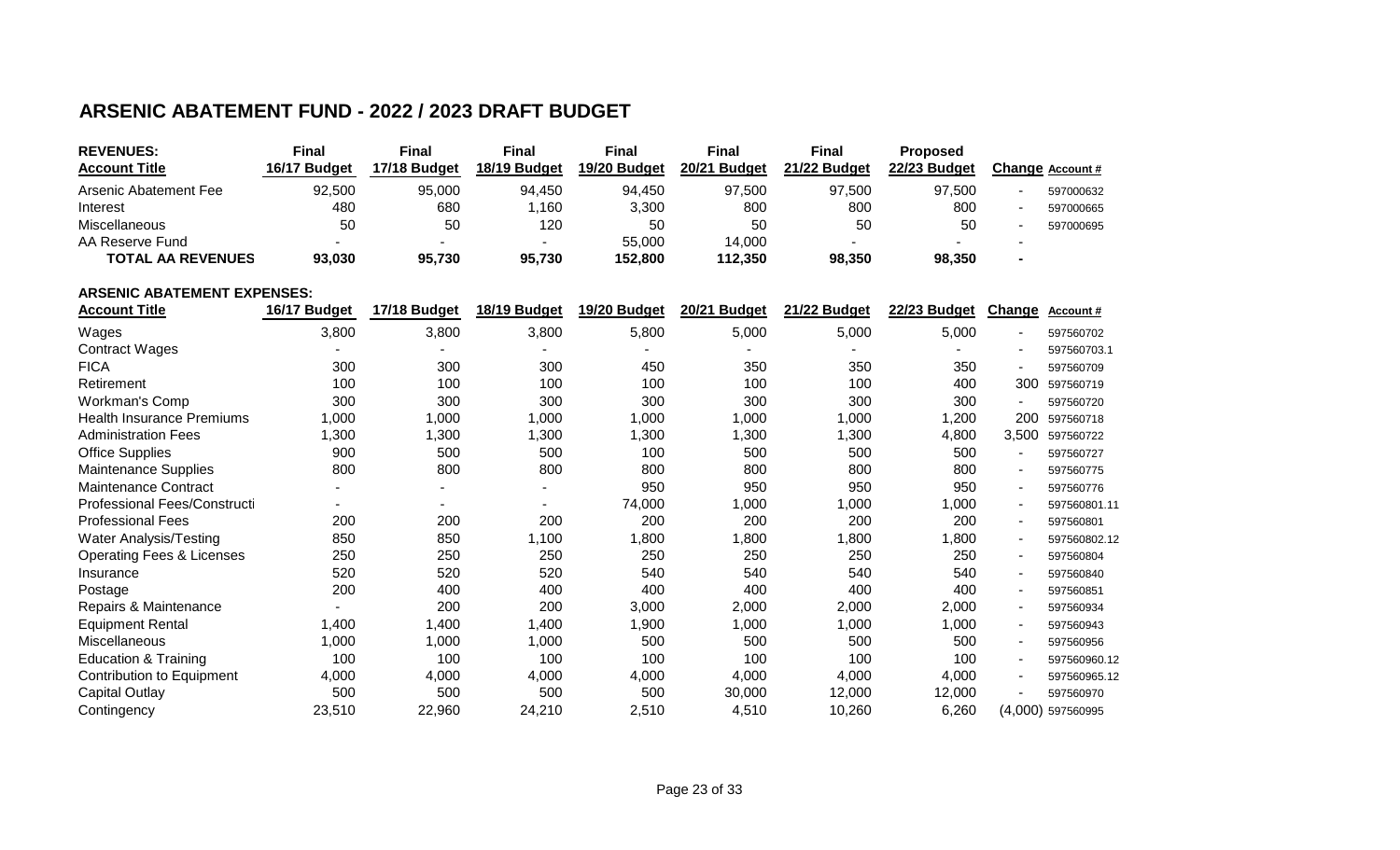## ARSENIC ABATEMENT FUND - 2022 / 2023 DRAFT BUDGET

| REVENUES: Account Title | Final 16/17 Budget | Final 17/18 Budget | Final 18/19 Budget | Final 19/20 Budget | Final 20/21 Budget | Final 21/22 Budget | Proposed 22/23 Budget | Change | Account # |
|---|---|---|---|---|---|---|---|---|---|
| Arsenic Abatement Fee | 92,500 | 95,000 | 94,450 | 94,450 | 97,500 | 97,500 | 97,500 | - | 597000632 |
| Interest | 480 | 680 | 1,160 | 3,300 | 800 | 800 | 800 | - | 597000665 |
| Miscellaneous | 50 | 50 | 120 | 50 | 50 | 50 | 50 | - | 597000695 |
| AA Reserve Fund | - | - | - | 55,000 | 14,000 | - | - | - | |
| **TOTAL AA REVENUES** | **93,030** | **95,730** | **95,730** | **152,800** | **112,350** | **98,350** | **98,350** | **-** | |

**ARSENIC ABATEMENT EXPENSES:**

| Account Title | 16/17 Budget | 17/18 Budget | 18/19 Budget | 19/20 Budget | 20/21 Budget | 21/22 Budget | 22/23 Budget | Change | Account # |
|---|---|---|---|---|---|---|---|---|---|
| Wages | 3,800 | 3,800 | 3,800 | 5,800 | 5,000 | 5,000 | 5,000 | - | 597560702 |
| Contract Wages | - | - | - | - | - | - | - | - | 597560703.1 |
| FICA | 300 | 300 | 300 | 450 | 350 | 350 | 350 | - | 597560709 |
| Retirement | 100 | 100 | 100 | 100 | 100 | 100 | 400 | 300 | 597560719 |
| Workman's Comp | 300 | 300 | 300 | 300 | 300 | 300 | 300 | - | 597560720 |
| Health Insurance Premiums | 1,000 | 1,000 | 1,000 | 1,000 | 1,000 | 1,000 | 1,200 | 200 | 597560718 |
| Administration Fees | 1,300 | 1,300 | 1,300 | 1,300 | 1,300 | 1,300 | 4,800 | 3,500 | 597560722 |
| Office Supplies | 900 | 500 | 500 | 100 | 500 | 500 | 500 | - | 597560727 |
| Maintenance Supplies | 800 | 800 | 800 | 800 | 800 | 800 | 800 | - | 597560775 |
| Maintenance Contract | - | - | - | 950 | 950 | 950 | 950 | - | 597560776 |
| Professional Fees/Constructi | - | - | - | 74,000 | 1,000 | 1,000 | 1,000 | - | 597560801.11 |
| Professional Fees | 200 | 200 | 200 | 200 | 200 | 200 | 200 | - | 597560801 |
| Water Analysis/Testing | 850 | 850 | 1,100 | 1,800 | 1,800 | 1,800 | 1,800 | - | 597560802.12 |
| Operating Fees & Licenses | 250 | 250 | 250 | 250 | 250 | 250 | 250 | - | 597560804 |
| Insurance | 520 | 520 | 520 | 540 | 540 | 540 | 540 | - | 597560840 |
| Postage | 200 | 400 | 400 | 400 | 400 | 400 | 400 | - | 597560851 |
| Repairs & Maintenance | - | 200 | 200 | 3,000 | 2,000 | 2,000 | 2,000 | - | 597560934 |
| Equipment Rental | 1,400 | 1,400 | 1,400 | 1,900 | 1,000 | 1,000 | 1,000 | - | 597560943 |
| Miscellaneous | 1,000 | 1,000 | 1,000 | 500 | 500 | 500 | 500 | - | 597560956 |
| Education & Training | 100 | 100 | 100 | 100 | 100 | 100 | 100 | - | 597560960.12 |
| Contribution to Equipment | 4,000 | 4,000 | 4,000 | 4,000 | 4,000 | 4,000 | 4,000 | - | 597560965.12 |
| Capital Outlay | 500 | 500 | 500 | 500 | 30,000 | 12,000 | 12,000 | - | 597560970 |
| Contingency | 23,510 | 22,960 | 24,210 | 2,510 | 4,510 | 10,260 | 6,260 | (4,000) | 597560995 |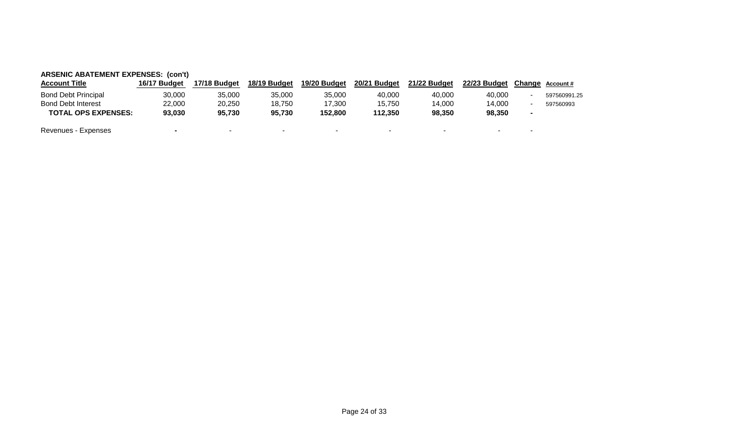**ARSENIC ABATEMENT EXPENSES: (con't)**

| Account Title | 16/17 Budget | 17/18 Budget | 18/19 Budget | 19/20 Budget | 20/21 Budget | 21/22 Budget | 22/23 Budget | Change | Account # |
|---|---|---|---|---|---|---|---|---|---|
| Bond Debt Principal | 30,000 | 35,000 | 35,000 | 35,000 | 40,000 | 40,000 | 40,000 | - | 597560991.25 |
| Bond Debt Interest | 22,000 | 20,250 | 18,750 | 17,300 | 15,750 | 14,000 | 14,000 | - | 597560993 |
| **TOTAL OPS EXPENSES:** | **93,030** | **95,730** | **95,730** | **152,800** | **112,350** | **98,350** | **98,350** | **-** | |
| | | | | | | | | | |
| Revenues - Expenses | **-** | - | - | - | - | - | - | - | |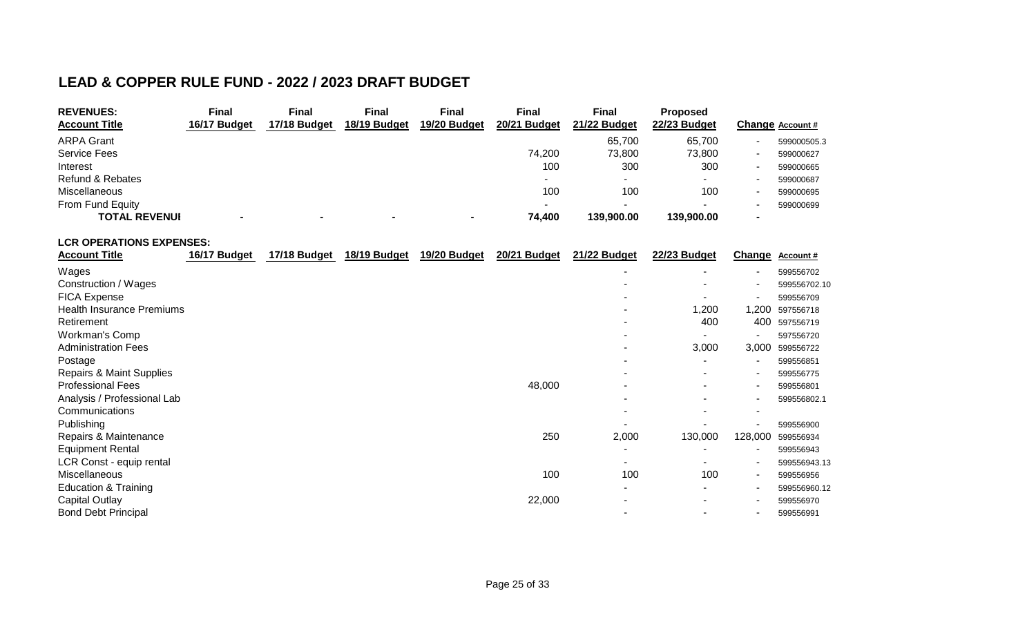# LEAD & COPPER RULE FUND - 2022 / 2023 DRAFT BUDGET

| REVENUES: Account Title | Final 16/17 Budget | Final 17/18 Budget | Final 18/19 Budget | Final 19/20 Budget | Final 20/21 Budget | Final 21/22 Budget | Proposed 22/23 Budget | Change | Account # |
|---|---|---|---|---|---|---|---|---|---|
| ARPA Grant | | | | | | 65,700 | 65,700 | - | 599000505.3 |
| Service Fees | | | | | 74,200 | 73,800 | 73,800 | - | 599000627 |
| Interest | | | | | 100 | 300 | 300 | - | 599000665 |
| Refund & Rebates | | | | | - | - | - | - | 599000687 |
| Miscellaneous | | | | | 100 | 100 | 100 | - | 599000695 |
| From Fund Equity | | | | | - | - | - | - | 599000699 |
| **TOTAL REVENUI** | - | - | - | - | 74,400 | 139,900.00 | 139,900.00 | - | |

**LCR OPERATIONS EXPENSES:**

| Account Title | 16/17 Budget | 17/18 Budget | 18/19 Budget | 19/20 Budget | 20/21 Budget | 21/22 Budget | 22/23 Budget | Change | Account # |
|---|---|---|---|---|---|---|---|---|---|
| Wages | | | | | | - | - | - | 599556702 |
| Construction / Wages | | | | | | - | - | - | 599556702.10 |
| FICA Expense | | | | | | - | - | - | 599556709 |
| Health Insurance Premiums | | | | | | - | 1,200 | 1,200 | 597556718 |
| Retirement | | | | | | - | 400 | 400 | 597556719 |
| Workman's Comp | | | | | | - | - | - | 597556720 |
| Administration Fees | | | | | | - | 3,000 | 3,000 | 599556722 |
| Postage | | | | | | - | - | - | 599556851 |
| Repairs & Maint Supplies | | | | | | - | - | - | 599556775 |
| Professional Fees | | | | | 48,000 | - | - | - | 599556801 |
| Analysis / Professional Lab | | | | | | - | - | - | 599556802.1 |
| Communications | | | | | | - | - | - | |
| Publishing | | | | | | - | - | - | 599556900 |
| Repairs & Maintenance | | | | | 250 | 2,000 | 130,000 | 128,000 | 599556934 |
| Equipment Rental | | | | | | - | - | - | 599556943 |
| LCR Const - equip rental | | | | | | - | - | - | 599556943.13 |
| Miscellaneous | | | | | 100 | 100 | 100 | - | 599556956 |
| Education & Training | | | | | | - | - | - | 599556960.12 |
| Capital Outlay | | | | | 22,000 | - | - | - | 599556970 |
| Bond Debt Principal | | | | | | - | - | - | 599556991 |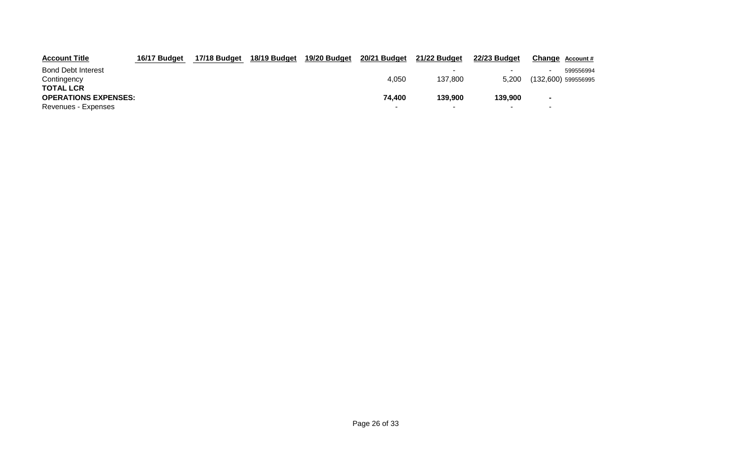| Account Title | 16/17 Budget | 17/18 Budget | 18/19 Budget | 19/20 Budget | 20/21 Budget | 21/22 Budget | 22/23 Budget | Change | Account # |
|---|---|---|---|---|---|---|---|---|---|
| Bond Debt Interest | | | | | | - | - | - | 599556994 |
| Contingency | | | | | 4,050 | 137,800 | 5,200 | (132,600) | 599556995 |
| **TOTAL LCR OPERATIONS EXPENSES:** | | | | | **74,400** | **139,900** | **139,900** | **-** | |
| Revenues - Expenses | | | | | - | - | - | - | |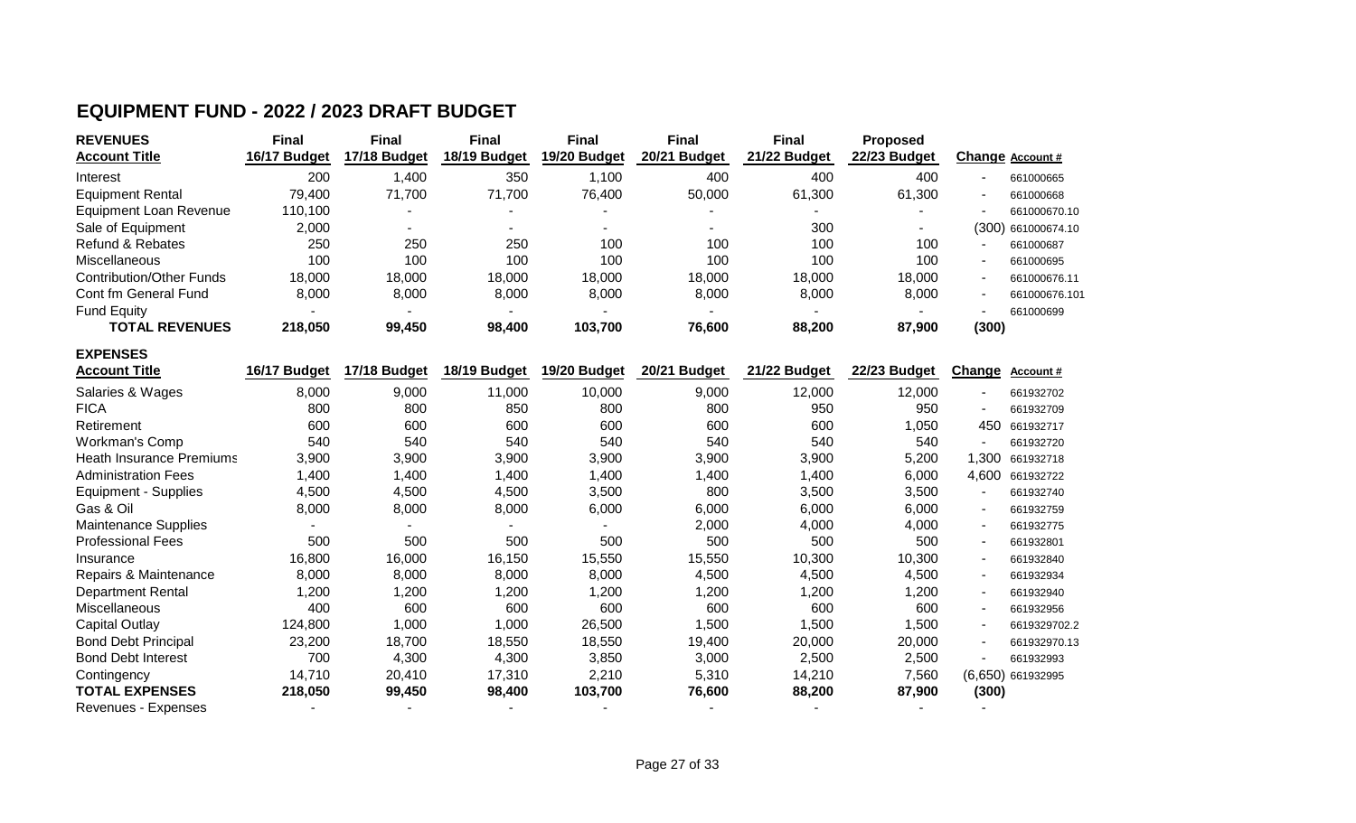# EQUIPMENT FUND - 2022 / 2023 DRAFT BUDGET

| REVENUES<br>Account Title | Final<br>16/17 Budget | Final<br>17/18 Budget | Final<br>18/19 Budget | Final<br>19/20 Budget | Final<br>20/21 Budget | Final<br>21/22 Budget | Proposed<br>22/23 Budget | Change | Account # |
|---|---|---|---|---|---|---|---|---|---|
| Interest | 200 | 1,400 | 350 | 1,100 | 400 | 400 | 400 | - | 661000665 |
| Equipment Rental | 79,400 | 71,700 | 71,700 | 76,400 | 50,000 | 61,300 | 61,300 | - | 661000668 |
| Equipment Loan Revenue | 110,100 | - | - | - | - | - | - | - | 661000670.10 |
| Sale of Equipment | 2,000 | - | - | - | - | 300 | - | (300) | 661000674.10 |
| Refund & Rebates | 250 | 250 | 250 | 100 | 100 | 100 | 100 | - | 661000687 |
| Miscellaneous | 100 | 100 | 100 | 100 | 100 | 100 | 100 | - | 661000695 |
| Contribution/Other Funds | 18,000 | 18,000 | 18,000 | 18,000 | 18,000 | 18,000 | 18,000 | - | 661000676.11 |
| Cont fm General Fund | 8,000 | 8,000 | 8,000 | 8,000 | 8,000 | 8,000 | 8,000 | - | 661000676.101 |
| Fund Equity | - | - | - | - | - | - | - | - | 661000699 |
| **TOTAL REVENUES** | **218,050** | **99,450** | **98,400** | **103,700** | **76,600** | **88,200** | **87,900** | **(300)** | |

| EXPENSES<br>Account Title | 16/17 Budget | 17/18 Budget | 18/19 Budget | 19/20 Budget | 20/21 Budget | 21/22 Budget | 22/23 Budget | Change | Account # |
|---|---|---|---|---|---|---|---|---|---|
| Salaries & Wages | 8,000 | 9,000 | 11,000 | 10,000 | 9,000 | 12,000 | 12,000 | - | 661932702 |
| FICA | 800 | 800 | 850 | 800 | 800 | 950 | 950 | - | 661932709 |
| Retirement | 600 | 600 | 600 | 600 | 600 | 600 | 1,050 | 450 | 661932717 |
| Workman's Comp | 540 | 540 | 540 | 540 | 540 | 540 | 540 | - | 661932720 |
| Heath Insurance Premiums | 3,900 | 3,900 | 3,900 | 3,900 | 3,900 | 3,900 | 5,200 | 1,300 | 661932718 |
| Administration Fees | 1,400 | 1,400 | 1,400 | 1,400 | 1,400 | 1,400 | 6,000 | 4,600 | 661932722 |
| Equipment - Supplies | 4,500 | 4,500 | 4,500 | 3,500 | 800 | 3,500 | 3,500 | - | 661932740 |
| Gas & Oil | 8,000 | 8,000 | 8,000 | 6,000 | 6,000 | 6,000 | 6,000 | - | 661932759 |
| Maintenance Supplies | - | - | - | - | 2,000 | 4,000 | 4,000 | - | 661932775 |
| Professional Fees | 500 | 500 | 500 | 500 | 500 | 500 | 500 | - | 661932801 |
| Insurance | 16,800 | 16,000 | 16,150 | 15,550 | 15,550 | 10,300 | 10,300 | - | 661932840 |
| Repairs & Maintenance | 8,000 | 8,000 | 8,000 | 8,000 | 4,500 | 4,500 | 4,500 | - | 661932934 |
| Department Rental | 1,200 | 1,200 | 1,200 | 1,200 | 1,200 | 1,200 | 1,200 | - | 661932940 |
| Miscellaneous | 400 | 600 | 600 | 600 | 600 | 600 | 600 | - | 661932956 |
| Capital Outlay | 124,800 | 1,000 | 1,000 | 26,500 | 1,500 | 1,500 | 1,500 | - | 6619329702.2 |
| Bond Debt Principal | 23,200 | 18,700 | 18,550 | 18,550 | 19,400 | 20,000 | 20,000 | - | 661932970.13 |
| Bond Debt Interest | 700 | 4,300 | 4,300 | 3,850 | 3,000 | 2,500 | 2,500 | - | 661932993 |
| Contingency | 14,710 | 20,410 | 17,310 | 2,210 | 5,310 | 14,210 | 7,560 | (6,650) | 661932995 |
| **TOTAL EXPENSES** | **218,050** | **99,450** | **98,400** | **103,700** | **76,600** | **88,200** | **87,900** | **(300)** | |
| Revenues - Expenses | - | - | - | - | - | - | - | - | |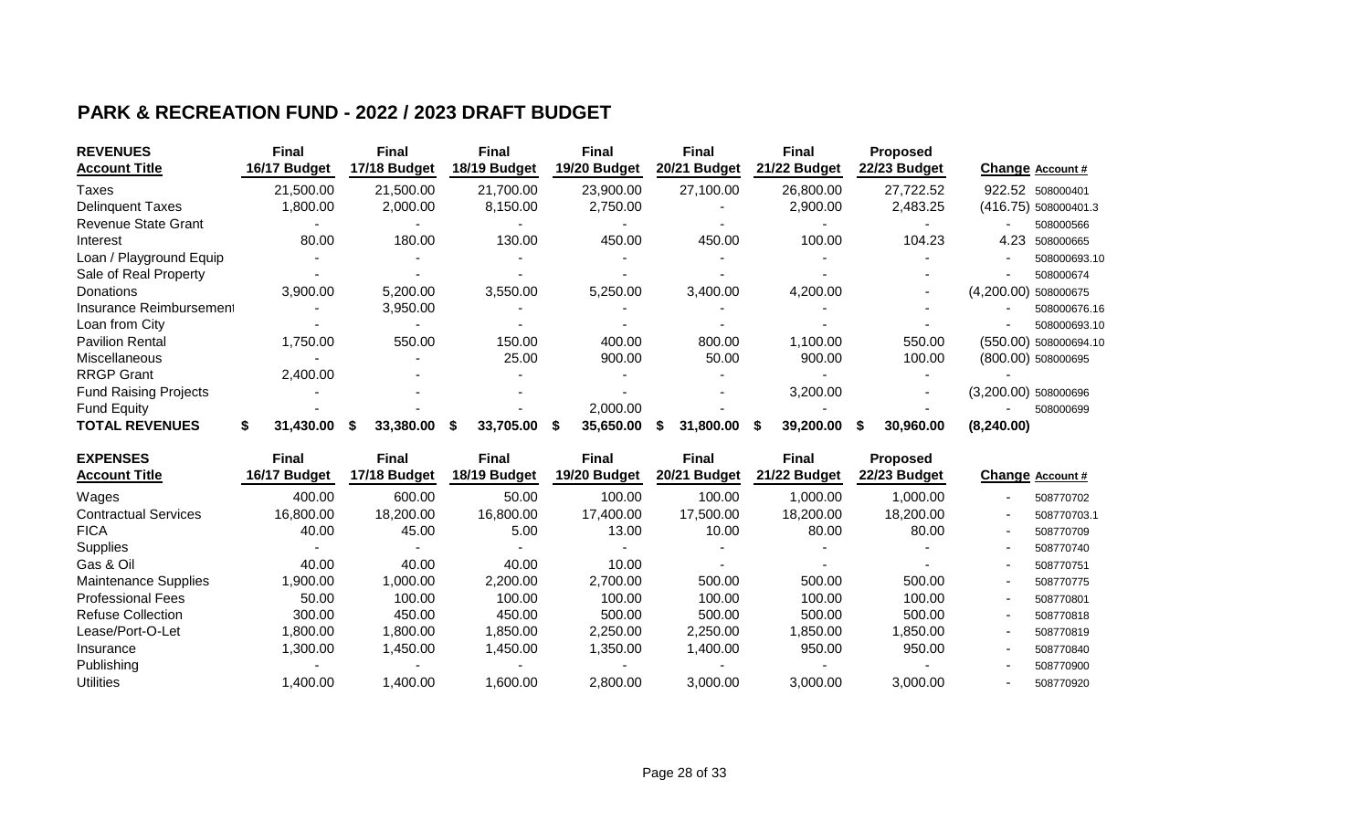## PARK & RECREATION FUND - 2022 / 2023 DRAFT BUDGET

| REVENUES<br>Account Title | Final<br>16/17 Budget | Final<br>17/18 Budget | Final<br>18/19 Budget | Final<br>19/20 Budget | Final<br>20/21 Budget | Final<br>21/22 Budget | Proposed<br>22/23 Budget | Change | Account # |
|---|---|---|---|---|---|---|---|---|---|
| Taxes | 21,500.00 | 21,500.00 | 21,700.00 | 23,900.00 | 27,100.00 | 26,800.00 | 27,722.52 | 922.52 | 508000401 |
| Delinquent Taxes | 1,800.00 | 2,000.00 | 8,150.00 | 2,750.00 | - | 2,900.00 | 2,483.25 | (416.75) | 508000401.3 |
| Revenue State Grant | - | - | - | - | - | - | - | - | 508000566 |
| Interest | 80.00 | 180.00 | 130.00 | 450.00 | 450.00 | 100.00 | 104.23 | 4.23 | 508000665 |
| Loan / Playground Equip | - | - | - | - | - | - | - | - | 508000693.10 |
| Sale of Real Property | - | - | - | - | - | - | - | - | 508000674 |
| Donations | 3,900.00 | 5,200.00 | 3,550.00 | 5,250.00 | 3,400.00 | 4,200.00 | - | (4,200.00) | 508000675 |
| Insurance Reimbursement | - | 3,950.00 | - | - | - | - | - | - | 508000676.16 |
| Loan from City | - | - | - | - | - | - | - | - | 508000693.10 |
| Pavilion Rental | 1,750.00 | 550.00 | 150.00 | 400.00 | 800.00 | 1,100.00 | 550.00 | (550.00) | 508000694.10 |
| Miscellaneous | - | - | 25.00 | 900.00 | 50.00 | 900.00 | 100.00 | (800.00) | 508000695 |
| RRGP Grant | 2,400.00 | - | - | - | - | - | - | - | |
| Fund Raising Projects | - | - | - | - | - | 3,200.00 | - | (3,200.00) | 508000696 |
| Fund Equity | - | - | - | 2,000.00 | - | - | - | - | 508000699 |
| **TOTAL REVENUES** | **$ 31,430.00** | **$ 33,380.00** | **$ 33,705.00** | **$ 35,650.00** | **$ 31,800.00** | **$ 39,200.00** | **$ 30,960.00** | **(8,240.00)** | |

| EXPENSES<br>Account Title | Final<br>16/17 Budget | Final<br>17/18 Budget | Final<br>18/19 Budget | Final<br>19/20 Budget | Final<br>20/21 Budget | Final<br>21/22 Budget | Proposed<br>22/23 Budget | Change | Account # |
|---|---|---|---|---|---|---|---|---|---|
| Wages | 400.00 | 600.00 | 50.00 | 100.00 | 100.00 | 1,000.00 | 1,000.00 | - | 508770702 |
| Contractual Services | 16,800.00 | 18,200.00 | 16,800.00 | 17,400.00 | 17,500.00 | 18,200.00 | 18,200.00 | - | 508770703.1 |
| FICA | 40.00 | 45.00 | 5.00 | 13.00 | 10.00 | 80.00 | 80.00 | - | 508770709 |
| Supplies | - | - | - | - | - | - | - | - | 508770740 |
| Gas & Oil | 40.00 | 40.00 | 40.00 | 10.00 | - | - | - | - | 508770751 |
| Maintenance Supplies | 1,900.00 | 1,000.00 | 2,200.00 | 2,700.00 | 500.00 | 500.00 | 500.00 | - | 508770775 |
| Professional Fees | 50.00 | 100.00 | 100.00 | 100.00 | 100.00 | 100.00 | 100.00 | - | 508770801 |
| Refuse Collection | 300.00 | 450.00 | 450.00 | 500.00 | 500.00 | 500.00 | 500.00 | - | 508770818 |
| Lease/Port-O-Let | 1,800.00 | 1,800.00 | 1,850.00 | 2,250.00 | 2,250.00 | 1,850.00 | 1,850.00 | - | 508770819 |
| Insurance | 1,300.00 | 1,450.00 | 1,450.00 | 1,350.00 | 1,400.00 | 950.00 | 950.00 | - | 508770840 |
| Publishing | - | - | - | - | - | - | - | - | 508770900 |
| Utilities | 1,400.00 | 1,400.00 | 1,600.00 | 2,800.00 | 3,000.00 | 3,000.00 | 3,000.00 | - | 508770920 |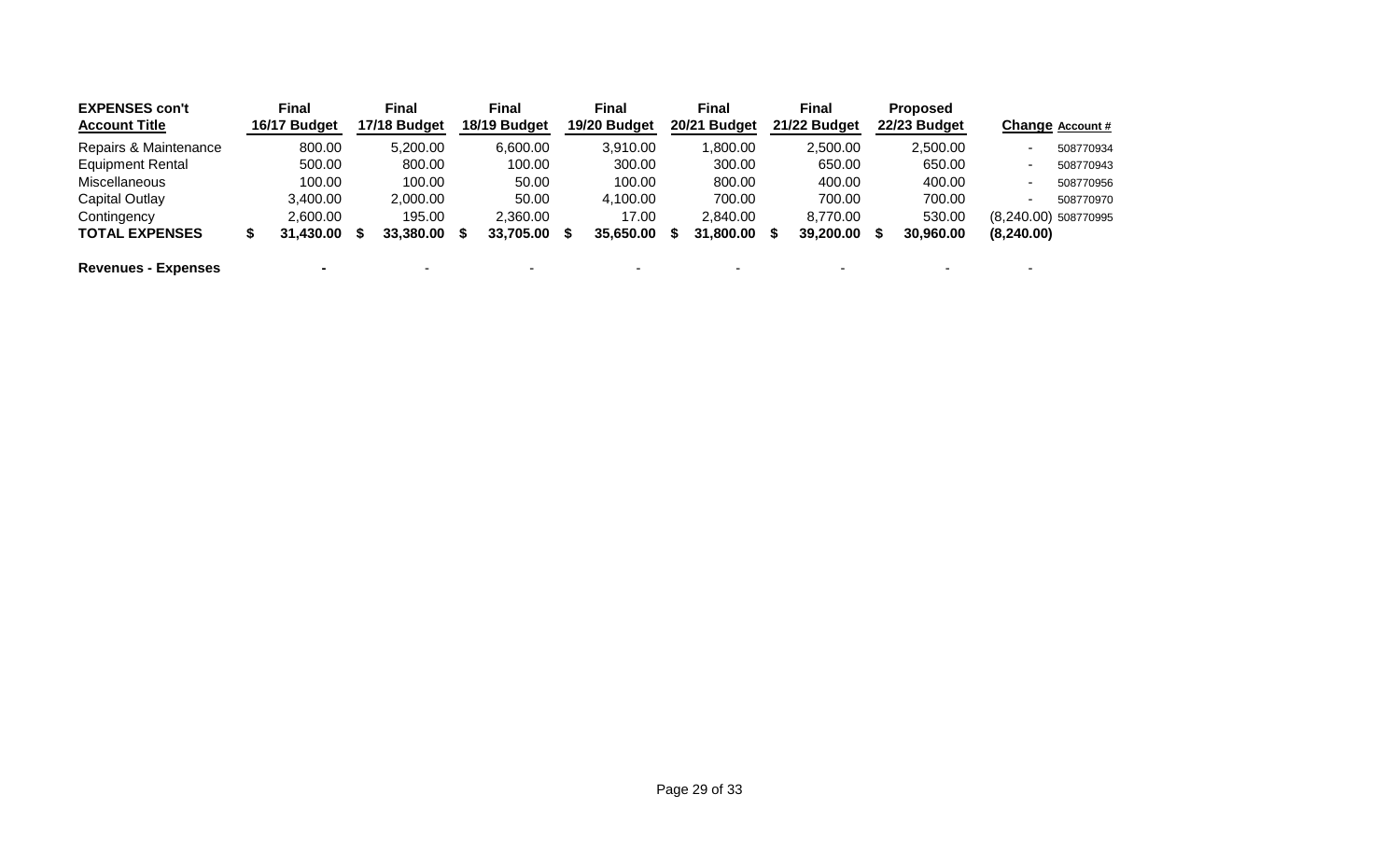| EXPENSES con't<br>Account Title | Final<br>16/17 Budget | Final<br>17/18 Budget | Final<br>18/19 Budget | Final<br>19/20 Budget | Final<br>20/21 Budget | Final<br>21/22 Budget | Proposed<br>22/23 Budget | Change | Account # |
|---|---|---|---|---|---|---|---|---|---|
| Repairs & Maintenance | 800.00 | 5,200.00 | 6,600.00 | 3,910.00 | 1,800.00 | 2,500.00 | 2,500.00 | - | 508770934 |
| Equipment Rental | 500.00 | 800.00 | 100.00 | 300.00 | 300.00 | 650.00 | 650.00 | - | 508770943 |
| Miscellaneous | 100.00 | 100.00 | 50.00 | 100.00 | 800.00 | 400.00 | 400.00 | - | 508770956 |
| Capital Outlay | 3,400.00 | 2,000.00 | 50.00 | 4,100.00 | 700.00 | 700.00 | 700.00 | - | 508770970 |
| Contingency | 2,600.00 | 195.00 | 2,360.00 | 17.00 | 2,840.00 | 8,770.00 | 530.00 | (8,240.00) | 508770995 |
| **TOTAL EXPENSES** | **$ 31,430.00** | **$ 33,380.00** | **$ 33,705.00** | **$ 35,650.00** | **$ 31,800.00** | **$ 39,200.00** | **$ 30,960.00** | **(8,240.00)** | |
| | | | | | | | | | |
| **Revenues - Expenses** | **-** | - | - | - | - | - | - | - | |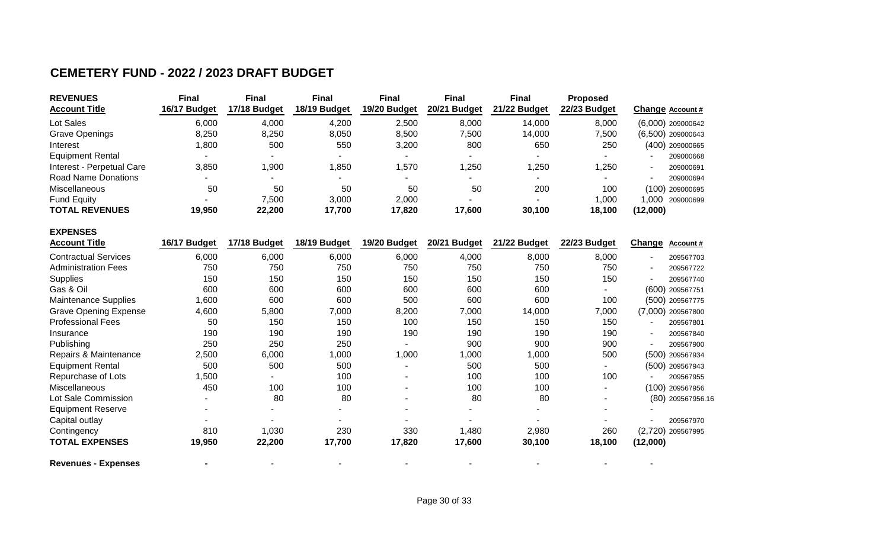# CEMETERY FUND - 2022 / 2023 DRAFT BUDGET

| REVENUES<br>Account Title | Final<br>16/17 Budget | Final<br>17/18 Budget | Final<br>18/19 Budget | Final<br>19/20 Budget | Final<br>20/21 Budget | Final<br>21/22 Budget | Proposed<br>22/23 Budget | Change | Account # |
|---|---|---|---|---|---|---|---|---|---|
| Lot Sales | 6,000 | 4,000 | 4,200 | 2,500 | 8,000 | 14,000 | 8,000 | (6,000) | 209000642 |
| Grave Openings | 8,250 | 8,250 | 8,050 | 8,500 | 7,500 | 14,000 | 7,500 | (6,500) | 209000643 |
| Interest | 1,800 | 500 | 550 | 3,200 | 800 | 650 | 250 | (400) | 209000665 |
| Equipment Rental | - | - | - | - | - | - | - | - | 209000668 |
| Interest - Perpetual Care | 3,850 | 1,900 | 1,850 | 1,570 | 1,250 | 1,250 | 1,250 | - | 209000691 |
| Road Name Donations | - | - | - | - | - | - | - | - | 209000694 |
| Miscellaneous | 50 | 50 | 50 | 50 | 50 | 200 | 100 | (100) | 209000695 |
| Fund Equity | - | 7,500 | 3,000 | 2,000 | - | - | 1,000 | 1,000 | 209000699 |
| **TOTAL REVENUES** | **19,950** | **22,200** | **17,700** | **17,820** | **17,600** | **30,100** | **18,100** | **(12,000)** | |

| EXPENSES<br>Account Title | 16/17 Budget | 17/18 Budget | 18/19 Budget | 19/20 Budget | 20/21 Budget | 21/22 Budget | 22/23 Budget | Change | Account # |
|---|---|---|---|---|---|---|---|---|---|
| Contractual Services | 6,000 | 6,000 | 6,000 | 6,000 | 4,000 | 8,000 | 8,000 | - | 209567703 |
| Administration Fees | 750 | 750 | 750 | 750 | 750 | 750 | 750 | - | 209567722 |
| Supplies | 150 | 150 | 150 | 150 | 150 | 150 | 150 | - | 209567740 |
| Gas & Oil | 600 | 600 | 600 | 600 | 600 | 600 | - | (600) | 209567751 |
| Maintenance Supplies | 1,600 | 600 | 600 | 500 | 600 | 600 | 100 | (500) | 209567775 |
| Grave Opening Expense | 4,600 | 5,800 | 7,000 | 8,200 | 7,000 | 14,000 | 7,000 | (7,000) | 209567800 |
| Professional Fees | 50 | 150 | 150 | 100 | 150 | 150 | 150 | - | 209567801 |
| Insurance | 190 | 190 | 190 | 190 | 190 | 190 | 190 | - | 209567840 |
| Publishing | 250 | 250 | 250 | - | 900 | 900 | 900 | - | 209567900 |
| Repairs & Maintenance | 2,500 | 6,000 | 1,000 | 1,000 | 1,000 | 1,000 | 500 | (500) | 209567934 |
| Equipment Rental | 500 | 500 | 500 | - | 500 | 500 | - | (500) | 209567943 |
| Repurchase of Lots | 1,500 | - | 100 | - | 100 | 100 | 100 | - | 209567955 |
| Miscellaneous | 450 | 100 | 100 | - | 100 | 100 | - | (100) | 209567956 |
| Lot Sale Commission | - | 80 | 80 | - | 80 | 80 | - | (80) | 209567956.16 |
| Equipment Reserve | - | - | - | - | - | - | - | - | |
| Capital outlay | - | - | - | - | - | - | - | - | 209567970 |
| Contingency | 810 | 1,030 | 230 | 330 | 1,480 | 2,980 | 260 | (2,720) | 209567995 |
| **TOTAL EXPENSES** | **19,950** | **22,200** | **17,700** | **17,820** | **17,600** | **30,100** | **18,100** | **(12,000)** | |
| | | | | | | | | | |
| **Revenues - Expenses** | **-** | - | - | - | - | - | - | - | |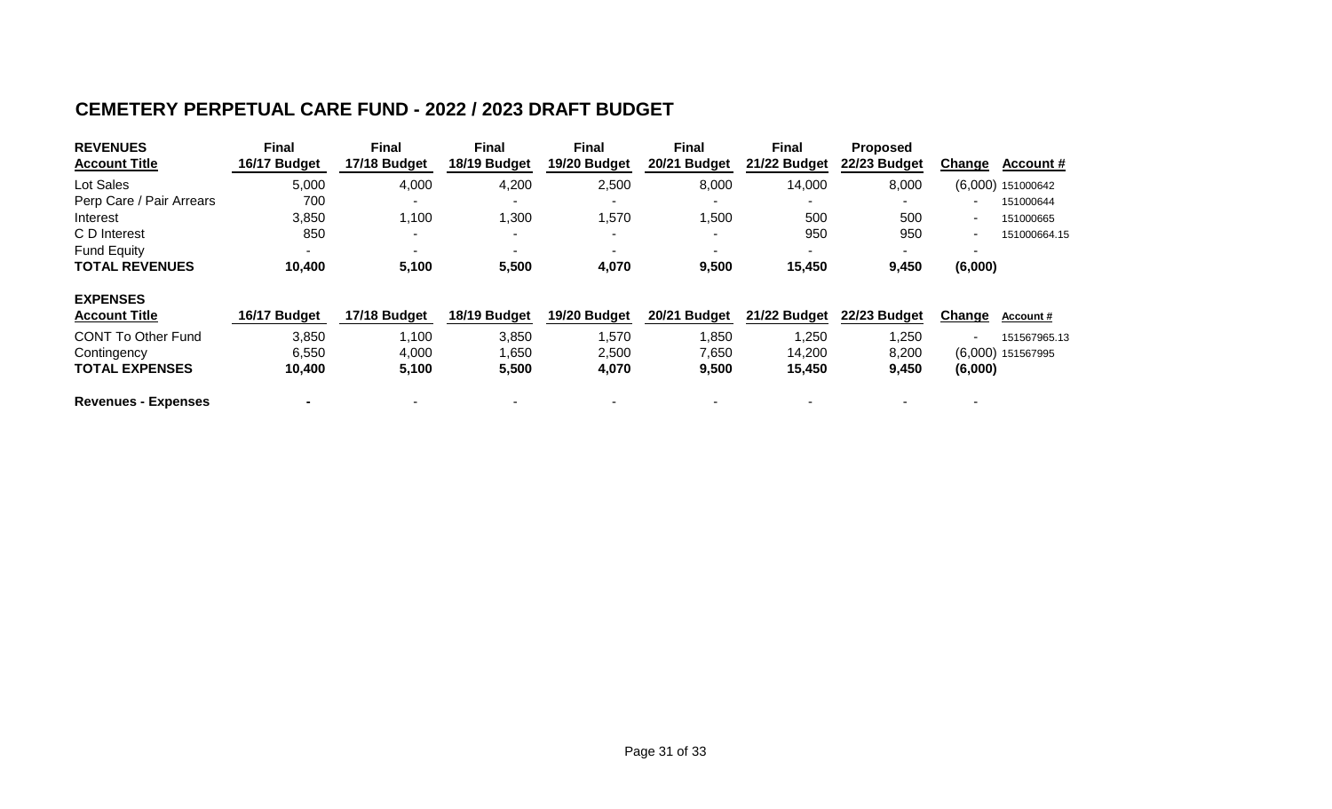## CEMETERY PERPETUAL CARE FUND - 2022 / 2023 DRAFT BUDGET

| **REVENUES** **Account Title** | **Final 16/17 Budget** | **Final 17/18 Budget** | **Final 18/19 Budget** | **Final 19/20 Budget** | **Final 20/21 Budget** | **Final 21/22 Budget** | **Proposed 22/23 Budget** | **Change** | **Account #** |
|---|---|---|---|---|---|---|---|---|---|
| Lot Sales | 5,000 | 4,000 | 4,200 | 2,500 | 8,000 | 14,000 | 8,000 | (6,000) | 151000642 |
| Perp Care / Pair Arrears | 700 | - | - | - | - | - | - | - | 151000644 |
| Interest | 3,850 | 1,100 | 1,300 | 1,570 | 1,500 | 500 | 500 | - | 151000665 |
| C D Interest | 850 | - | - | - | - | 950 | 950 | - | 151000664.15 |
| Fund Equity | - | - | - | - | - | - | - | - | |
| **TOTAL REVENUES** | **10,400** | **5,100** | **5,500** | **4,070** | **9,500** | **15,450** | **9,450** | **(6,000)** | |

| **EXPENSES** **Account Title** | **16/17 Budget** | **17/18 Budget** | **18/19 Budget** | **19/20 Budget** | **20/21 Budget** | **21/22 Budget** | **22/23 Budget** | **Change** | **Account #** |
|---|---|---|---|---|---|---|---|---|---|
| CONT To Other Fund | 3,850 | 1,100 | 3,850 | 1,570 | 1,850 | 1,250 | 1,250 | - | 151567965.13 |
| Contingency | 6,550 | 4,000 | 1,650 | 2,500 | 7,650 | 14,200 | 8,200 | (6,000) | 151567995 |
| **TOTAL EXPENSES** | **10,400** | **5,100** | **5,500** | **4,070** | **9,500** | **15,450** | **9,450** | **(6,000)** | |
| | | | | | | | | | |
| **Revenues - Expenses** | **-** | - | - | - | - | - | - | - | |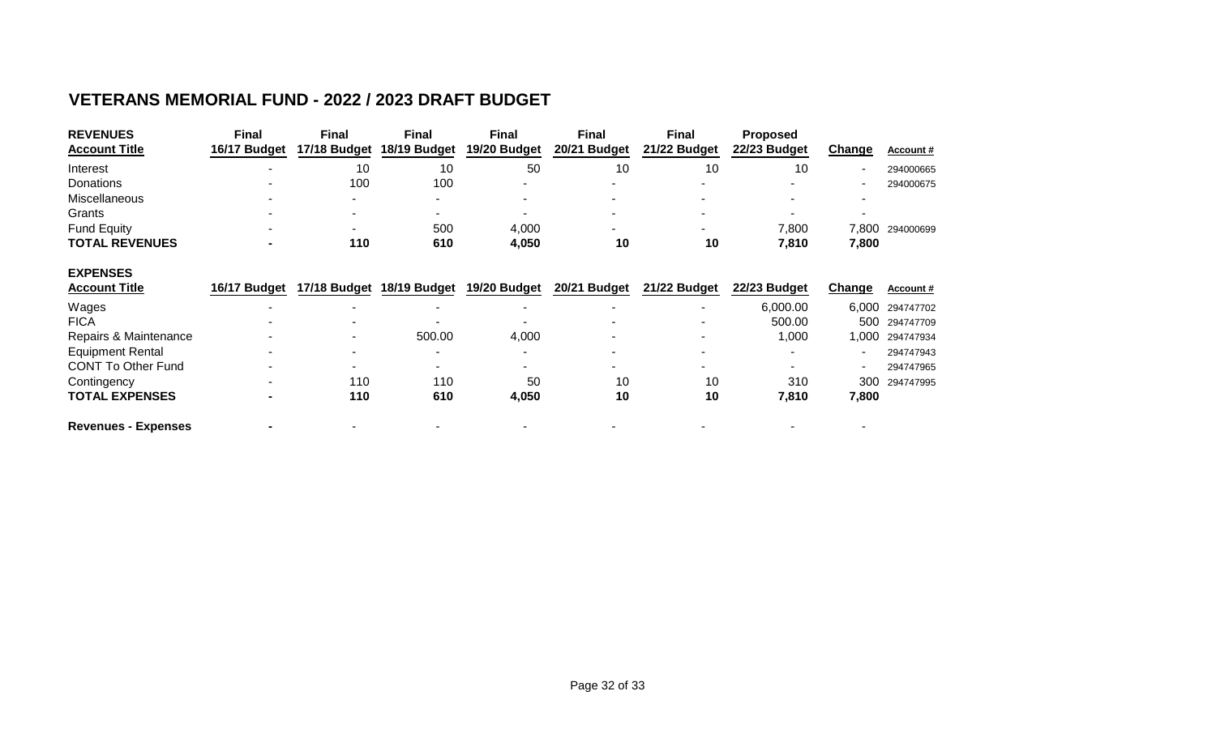## VETERANS MEMORIAL FUND - 2022 / 2023 DRAFT BUDGET

| REVENUES<br>Account Title | Final<br>16/17 Budget | Final<br>17/18 Budget | Final<br>18/19 Budget | Final<br>19/20 Budget | Final<br>20/21 Budget | Final<br>21/22 Budget | Proposed<br>22/23 Budget | Change | Account # |
|---|---|---|---|---|---|---|---|---|---|
| Interest | - | 10 | 10 | 50 | 10 | 10 | 10 | - | 294000665 |
| Donations | - | 100 | 100 | - | - | - | - | - | 294000675 |
| Miscellaneous | - | - | - | - | - | - | - | - | |
| Grants | - | - | - | - | - | - | - | - | |
| Fund Equity | - | - | 500 | 4,000 | - | - | 7,800 | 7,800 | 294000699 |
| **TOTAL REVENUES** | **-** | **110** | **610** | **4,050** | **10** | **10** | **7,810** | **7,800** | |

| EXPENSES<br>Account Title | 16/17 Budget | 17/18 Budget | 18/19 Budget | 19/20 Budget | 20/21 Budget | 21/22 Budget | 22/23 Budget | Change | Account # |
|---|---|---|---|---|---|---|---|---|---|
| Wages | - | - | - | - | - | - | 6,000.00 | 6,000 | 294747702 |
| FICA | - | - | - | - | - | - | 500.00 | 500 | 294747709 |
| Repairs & Maintenance | - | - | 500.00 | 4,000 | - | - | 1,000 | 1,000 | 294747934 |
| Equipment Rental | - | - | - | - | - | - | - | - | 294747943 |
| CONT To Other Fund | - | - | - | - | - | - | - | - | 294747965 |
| Contingency | - | 110 | 110 | 50 | 10 | 10 | 310 | 300 | 294747995 |
| **TOTAL EXPENSES** | **-** | **110** | **610** | **4,050** | **10** | **10** | **7,810** | **7,800** | |
| | | | | | | | | | |
| **Revenues - Expenses** | **-** | - | - | - | - | - | - | - | |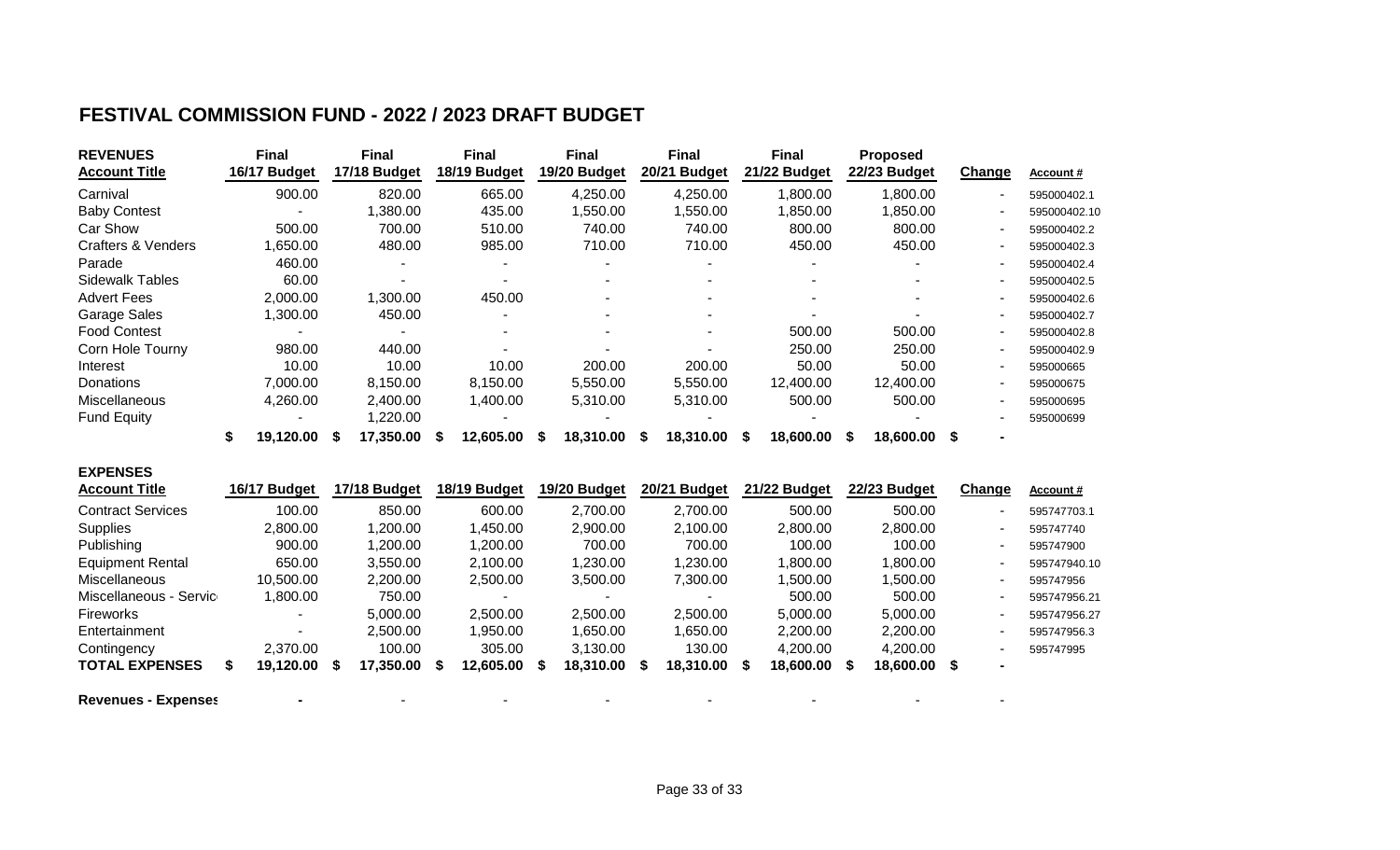# FESTIVAL COMMISSION FUND - 2022 / 2023 DRAFT BUDGET

| REVENUES<br>Account Title | Final<br>16/17 Budget | Final<br>17/18 Budget | Final<br>18/19 Budget | Final<br>19/20 Budget | Final<br>20/21 Budget | Final<br>21/22 Budget | Proposed<br>22/23 Budget | Change | Account # |
|---|---|---|---|---|---|---|---|---|---|
| Carnival | 900.00 | 820.00 | 665.00 | 4,250.00 | 4,250.00 | 1,800.00 | 1,800.00 | - | 595000402.1 |
| Baby Contest | - | 1,380.00 | 435.00 | 1,550.00 | 1,550.00 | 1,850.00 | 1,850.00 | - | 595000402.10 |
| Car Show | 500.00 | 700.00 | 510.00 | 740.00 | 740.00 | 800.00 | 800.00 | - | 595000402.2 |
| Crafters & Venders | 1,650.00 | 480.00 | 985.00 | 710.00 | 710.00 | 450.00 | 450.00 | - | 595000402.3 |
| Parade | 460.00 | - | - | - | - | - | - | - | 595000402.4 |
| Sidewalk Tables | 60.00 | - | - | - | - | - | - | - | 595000402.5 |
| Advert Fees | 2,000.00 | 1,300.00 | 450.00 | - | - | - | - | - | 595000402.6 |
| Garage Sales | 1,300.00 | 450.00 | - | - | - | - | - | - | 595000402.7 |
| Food Contest | - | - | - | - | - | 500.00 | 500.00 | - | 595000402.8 |
| Corn Hole Tourny | 980.00 | 440.00 | - | - | - | 250.00 | 250.00 | - | 595000402.9 |
| Interest | 10.00 | 10.00 | 10.00 | 200.00 | 200.00 | 50.00 | 50.00 | - | 595000665 |
| Donations | 7,000.00 | 8,150.00 | 8,150.00 | 5,550.00 | 5,550.00 | 12,400.00 | 12,400.00 | - | 595000675 |
| Miscellaneous | 4,260.00 | 2,400.00 | 1,400.00 | 5,310.00 | 5,310.00 | 500.00 | 500.00 | - | 595000695 |
| Fund Equity | - | 1,220.00 | - | - | - | - | - | - | 595000699 |
| | $ 19,120.00 | $ 17,350.00 | $ 12,605.00 | $ 18,310.00 | $ 18,310.00 | $ 18,600.00 | $ 18,600.00 | $ - | |

| EXPENSES<br>Account Title | 16/17 Budget | 17/18 Budget | 18/19 Budget | 19/20 Budget | 20/21 Budget | 21/22 Budget | 22/23 Budget | Change | Account # |
|---|---|---|---|---|---|---|---|---|---|
| Contract Services | 100.00 | 850.00 | 600.00 | 2,700.00 | 2,700.00 | 500.00 | 500.00 | - | 595747703.1 |
| Supplies | 2,800.00 | 1,200.00 | 1,450.00 | 2,900.00 | 2,100.00 | 2,800.00 | 2,800.00 | - | 595747740 |
| Publishing | 900.00 | 1,200.00 | 1,200.00 | 700.00 | 700.00 | 100.00 | 100.00 | - | 595747900 |
| Equipment Rental | 650.00 | 3,550.00 | 2,100.00 | 1,230.00 | 1,230.00 | 1,800.00 | 1,800.00 | - | 595747940.10 |
| Miscellaneous | 10,500.00 | 2,200.00 | 2,500.00 | 3,500.00 | 7,300.00 | 1,500.00 | 1,500.00 | - | 595747956 |
| Miscellaneous - Servic | 1,800.00 | 750.00 | - | - | - | 500.00 | 500.00 | - | 595747956.21 |
| Fireworks | - | 5,000.00 | 2,500.00 | 2,500.00 | 2,500.00 | 5,000.00 | 5,000.00 | - | 595747956.27 |
| Entertainment | - | 2,500.00 | 1,950.00 | 1,650.00 | 1,650.00 | 2,200.00 | 2,200.00 | - | 595747956.3 |
| Contingency | 2,370.00 | 100.00 | 305.00 | 3,130.00 | 130.00 | 4,200.00 | 4,200.00 | - | 595747995 |
| **TOTAL EXPENSES** | **$ 19,120.00** | **$ 17,350.00** | **$ 12,605.00** | **$ 18,310.00** | **$ 18,310.00** | **$ 18,600.00** | **$ 18,600.00** | **$ -** | |
| | | | | | | | | | |
| **Revenues - Expenses** | **-** | - | - | - | - | - | - | - | |